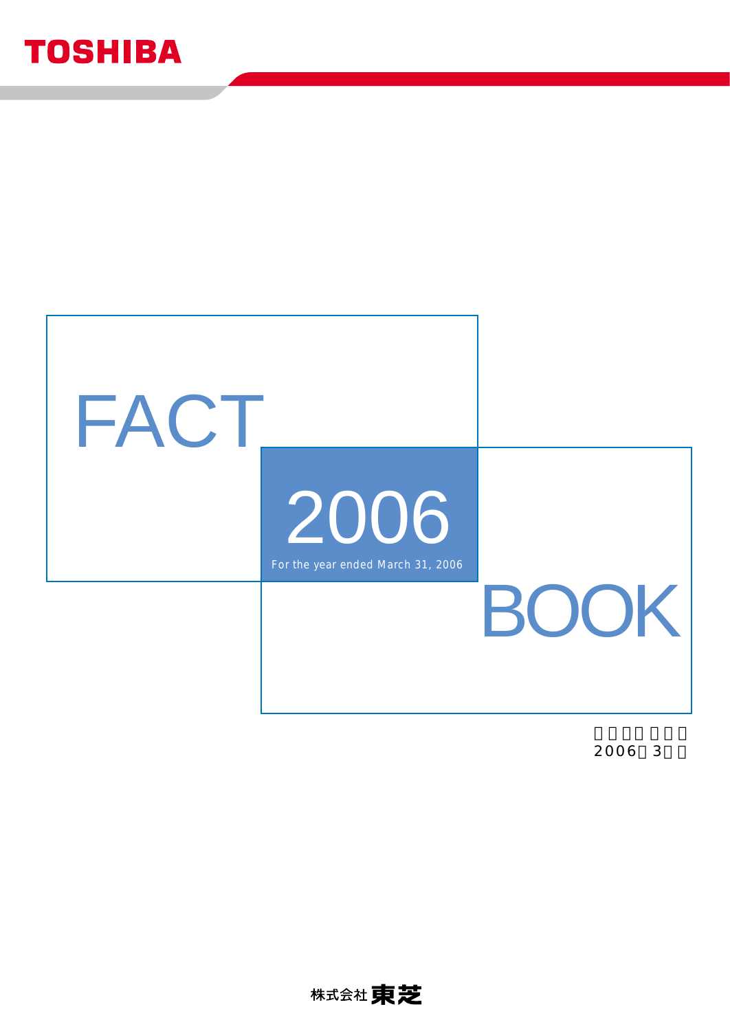TOSHIBA

# FACT 2006 BOOK

For the year ended March 31, 2006

□□□□□□□
2006□3□□

株式会社東芝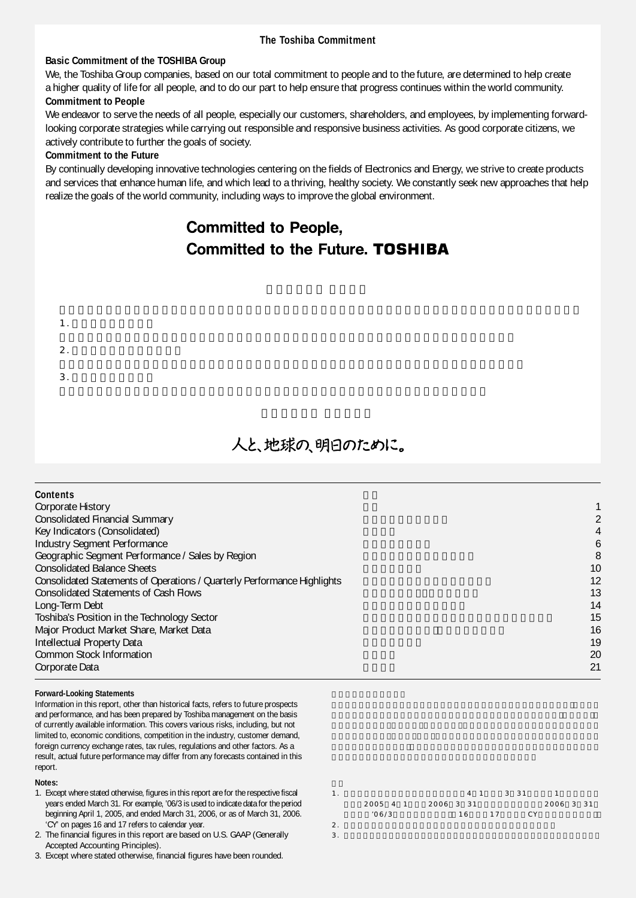## The Toshiba Commitment

**Basic Commitment of the TOSHIBA Group**

We, the Toshiba Group companies, based on our total commitment to people and to the future, are determined to help create a higher quality of life for all people, and to do our part to help ensure that progress continues within the world community.

**Commitment to People**

We endeavor to serve the needs of all people, especially our customers, shareholders, and employees, by implementing forward-looking corporate strategies while carrying out responsible and responsive business activities. As good corporate citizens, we actively contribute to further the goals of society.

**Commitment to the Future**

By continually developing innovative technologies centering on the fields of Electronics and Energy, we strive to create products and services that enhance human life, and which lead to a thriving, healthy society. We constantly seek new approaches that help realize the goals of the world community, including ways to improve the global environment.

**Committed to People,**
**Committed to the Future. TOSHIBA**

人と、地球の、明日のために。

---

**Contents**

| | |
|---|---|
| Corporate History | 1 |
| Consolidated Financial Summary | 2 |
| Key Indicators (Consolidated) | 4 |
| Industry Segment Performance | 6 |
| Geographic Segment Performance / Sales by Region | 8 |
| Consolidated Balance Sheets | 10 |
| Consolidated Statements of Operations / Quarterly Performance Highlights | 12 |
| Consolidated Statements of Cash Flows | 13 |
| Long-Term Debt | 14 |
| Toshiba's Position in the Technology Sector | 15 |
| Major Product Market Share, Market Data | 16 |
| Intellectual Property Data | 19 |
| Common Stock Information | 20 |
| Corporate Data | 21 |

**Forward-Looking Statements**

Information in this report, other than historical facts, refers to future prospects and performance, and has been prepared by Toshiba management on the basis of currently available information. This covers various risks, including, but not limited to, economic conditions, competition in the industry, customer demand, foreign currency exchange rates, tax rules, regulations and other factors. As a result, actual future performance may differ from any forecasts contained in this report.

**Notes:**

1. Except where stated otherwise, figures in this report are for the respective fiscal years ended March 31. For example, '06/3 is used to indicate data for the period beginning April 1, 2005, and ended March 31, 2006, or as of March 31, 2006. 'CY' on pages 16 and 17 refers to calendar year.
2. The financial figures in this report are based on U.S. GAAP (Generally Accepted Accounting Principles).
3. Except where stated otherwise, financial figures have been rounded.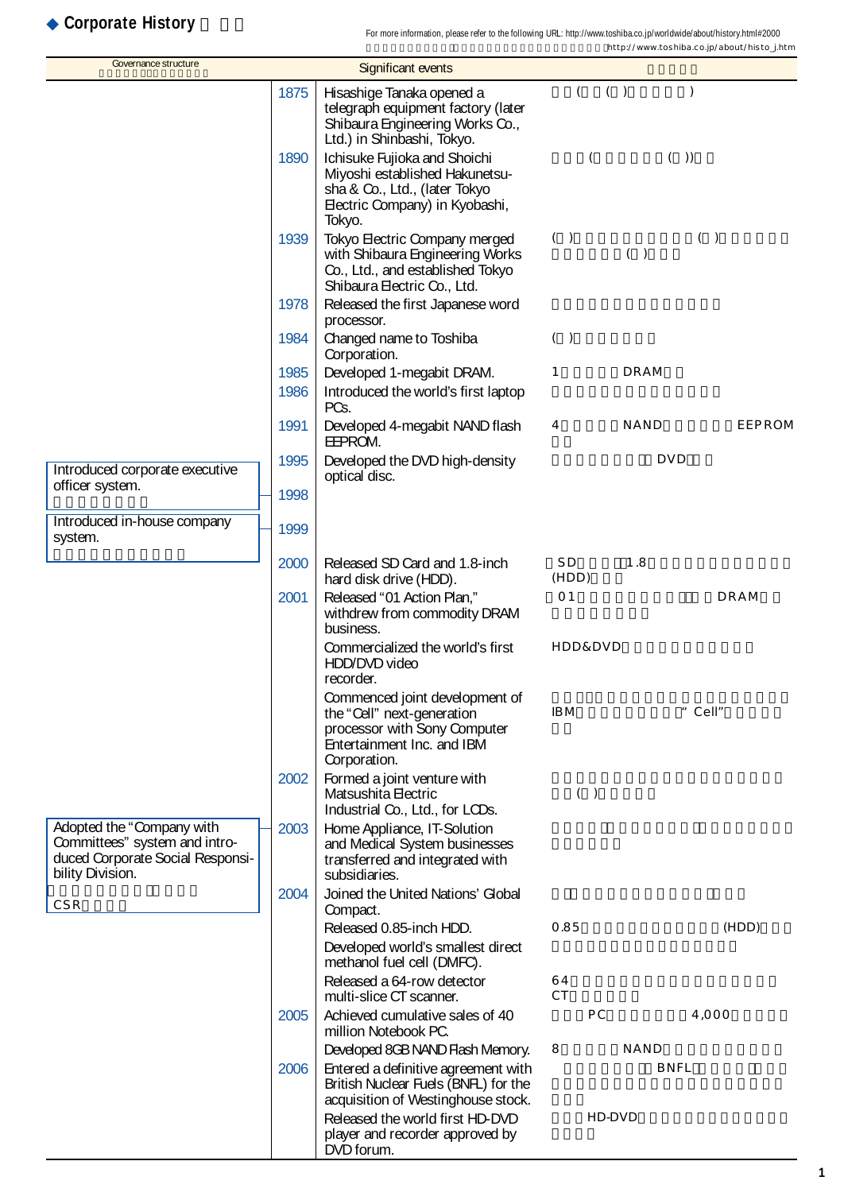## ◆ Corporate History

For more information, please refer to the following URL: http://www.toshiba.co.jp/worldwide/about/history.html#2000

http://www.toshiba.co.jp/about/histo_j.htm

| Governance structure | Year | Significant events | |
|---|---|---|---|
| | 1875 | Hisashige Tanaka opened a telegraph equipment factory (later Shibaura Engineering Works Co., Ltd.) in Shinbashi, Tokyo. | ( ( ) ) |
| | 1890 | Ichisuke Fujioka and Shoichi Miyoshi established Hakunetsu-sha & Co., Ltd., (later Tokyo Electric Company) in Kyobashi, Tokyo. | ( ( )) |
| | 1939 | Tokyo Electric Company merged with Shibaura Engineering Works Co., Ltd., and established Tokyo Shibaura Electric Co., Ltd. | ( ) ( ) ( ) |
| | 1978 | Released the first Japanese word processor. | |
| | 1984 | Changed name to Toshiba Corporation. | ( ) |
| | 1985 | Developed 1-megabit DRAM. | 1 DRAM |
| | 1986 | Introduced the world's first laptop PCs. | |
| | 1991 | Developed 4-megabit NAND flash EEPROM. | 4 NAND EEPROM |
| | 1995 | Developed the DVD high-density optical disc. | DVD |
| Introduced corporate executive officer system. | 1998 | | |
| Introduced in-house company system. | 1999 | | |
| | 2000 | Released SD Card and 1.8-inch hard disk drive (HDD). | SD 1.8 (HDD) |
| | 2001 | Released "01 Action Plan," withdrew from commodity DRAM business. | 01 DRAM |
| | | Commercialized the world's first HDD/DVD video recorder. | HDD&DVD |
| | | Commenced joint development of the "Cell" next-generation processor with Sony Computer Entertainment Inc. and IBM Corporation. | IBM "Cell" |
| | 2002 | Formed a joint venture with Matsushita Electric Industrial Co., Ltd., for LCDs. | ( ) |
| Adopted the "Company with Committees" system and introduced Corporate Social Responsibility Division. CSR | 2003 | Home Appliance, IT-Solution and Medical System businesses transferred and integrated with subsidiaries. | |
| | 2004 | Joined the United Nations' Global Compact. | |
| | | Released 0.85-inch HDD. | 0.85 (HDD) |
| | | Developed world's smallest direct methanol fuel cell (DMFC). | |
| | | Released a 64-row detector multi-slice CT scanner. | 64 CT |
| | 2005 | Achieved cumulative sales of 40 million Notebook PC. | PC 4,000 |
| | | Developed 8GB NAND Flash Memory. | 8 NAND |
| | 2006 | Entered a definitive agreement with British Nuclear Fuels (BNFL) for the acquisition of Westinghouse stock. | BNFL |
| | | Released the world first HD-DVD player and recorder approved by DVD forum. | HD-DVD |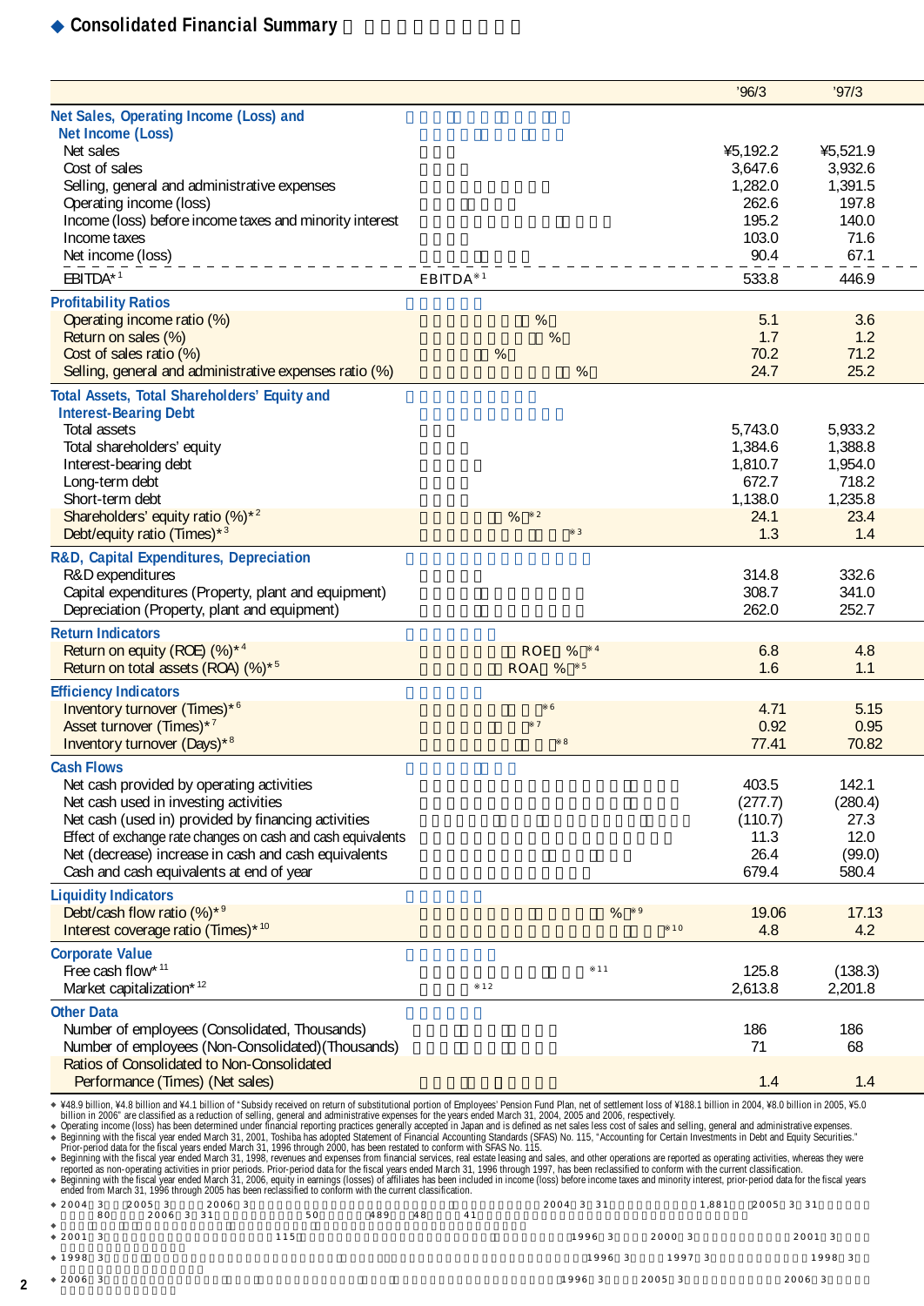## ◆ Consolidated Financial Summary

| | | '96/3 | '97/3 |
|---|---|---|---|
| **Net Sales, Operating Income (Loss) and Net Income (Loss)** | | | |
| Net sales | | ¥5,192.2 | ¥5,521.9 |
| Cost of sales | | 3,647.6 | 3,932.6 |
| Selling, general and administrative expenses | | 1,282.0 | 1,391.5 |
| Operating income (loss) | | 262.6 | 197.8 |
| Income (loss) before income taxes and minority interest | | 195.2 | 140.0 |
| Income taxes | | 103.0 | 71.6 |
| Net income (loss) | | 90.4 | 67.1 |
| EBITDA*1 | EBITDA*1 | 533.8 | 446.9 |
| **Profitability Ratios** | | | |
| Operating income ratio (%) | % | 5.1 | 3.6 |
| Return on sales (%) | % | 1.7 | 1.2 |
| Cost of sales ratio (%) | % | 70.2 | 71.2 |
| Selling, general and administrative expenses ratio (%) | % | 24.7 | 25.2 |
| **Total Assets, Total Shareholders' Equity and Interest-Bearing Debt** | | | |
| Total assets | | 5,743.0 | 5,933.2 |
| Total shareholders' equity | | 1,384.6 | 1,388.8 |
| Interest-bearing debt | | 1,810.7 | 1,954.0 |
| Long-term debt | | 672.7 | 718.2 |
| Short-term debt | | 1,138.0 | 1,235.8 |
| Shareholders' equity ratio (%)*2 | % *2 | 24.1 | 23.4 |
| Debt/equity ratio (Times)*3 | *3 | 1.3 | 1.4 |
| **R&D, Capital Expenditures, Depreciation** | | | |
| R&D expenditures | | 314.8 | 332.6 |
| Capital expenditures (Property, plant and equipment) | | 308.7 | 341.0 |
| Depreciation (Property, plant and equipment) | | 262.0 | 252.7 |
| **Return Indicators** | | | |
| Return on equity (ROE) (%)*4 | ROE % *4 | 6.8 | 4.8 |
| Return on total assets (ROA) (%)*5 | ROA % *5 | 1.6 | 1.1 |
| **Efficiency Indicators** | | | |
| Inventory turnover (Times)*6 | *6 | 4.71 | 5.15 |
| Asset turnover (Times)*7 | *7 | 0.92 | 0.95 |
| Inventory turnover (Days)*8 | *8 | 77.41 | 70.82 |
| **Cash Flows** | | | |
| Net cash provided by operating activities | | 403.5 | 142.1 |
| Net cash used in investing activities | | (277.7) | (280.4) |
| Net cash (used in) provided by financing activities | | (110.7) | 27.3 |
| Effect of exchange rate changes on cash and cash equivalents | | 11.3 | 12.0 |
| Net (decrease) increase in cash and cash equivalents | | 26.4 | (99.0) |
| Cash and cash equivalents at end of year | | 679.4 | 580.4 |
| **Liquidity Indicators** | | | |
| Debt/cash flow ratio (%)*9 | % *9 | 19.06 | 17.13 |
| Interest coverage ratio (Times)*10 | *10 | 4.8 | 4.2 |
| **Corporate Value** | | | |
| Free cash flow*11 | *11 | 125.8 | (138.3) |
| Market capitalization*12 | *12 | 2,613.8 | 2,201.8 |
| **Other Data** | | | |
| Number of employees (Consolidated, Thousands) | | 186 | 186 |
| Number of employees (Non-Consolidated)(Thousands) | | 71 | 68 |
| Ratios of Consolidated to Non-Consolidated Performance (Times) (Net sales) | | 1.4 | 1.4 |

◆ ¥48.9 billion, ¥4.8 billion and ¥4.1 billion of "Subsidy received on return of substitutional portion of Employees' Pension Fund Plan, net of settlement loss of ¥188.1 billion in 2004, ¥8.0 billion in 2005, ¥5.0 billion in 2006" are classified as a reduction of selling, general and administrative expenses for the years ended March 31, 2004, 2005 and 2006, respectively.

◆ Operating income (loss) has been determined under financial reporting practices generally accepted in Japan and is defined as net sales less cost of sales and selling, general and administrative expenses.

◆ Beginning with the fiscal year ended March 31, 2001, Toshiba has adopted Statement of Financial Accounting Standards (SFAS) No. 115, "Accounting for Certain Investments in Debt and Equity Securities." Prior-period data for the fiscal years ended March 31, 1996 through 2000, has been restated to conform with SFAS No. 115.

◆ Beginning with the fiscal year ended March 31, 1998, revenues and expenses from financial services, real estate leasing and sales, and other operations are reported as operating activities, whereas they were reported as non-operating activities in prior periods. Prior-period data for the fiscal years ended March 31, 1996 through 1997, has been reclassified to conform with the current classification.

◆ Beginning with the fiscal year ended March 31, 2006, equity in earnings (losses) of affiliates has been included in income (loss) before income taxes and minority interest, prior-period data for the fiscal years ended from March 31, 1996 through 2005 has been reclassified to conform with the current classification.

◆ 2004 3 2005 3 2006 3 2004 3 31 1,881 2005 3 31 80 2006 3 31 50 489 48 41

◆

◆ 2001 3 115 1996 3 2000 3 2001 3

◆ 1998 3 1996 3 1997 3 1998 3

◆ 2006 3 1996 3 2005 3 2006 3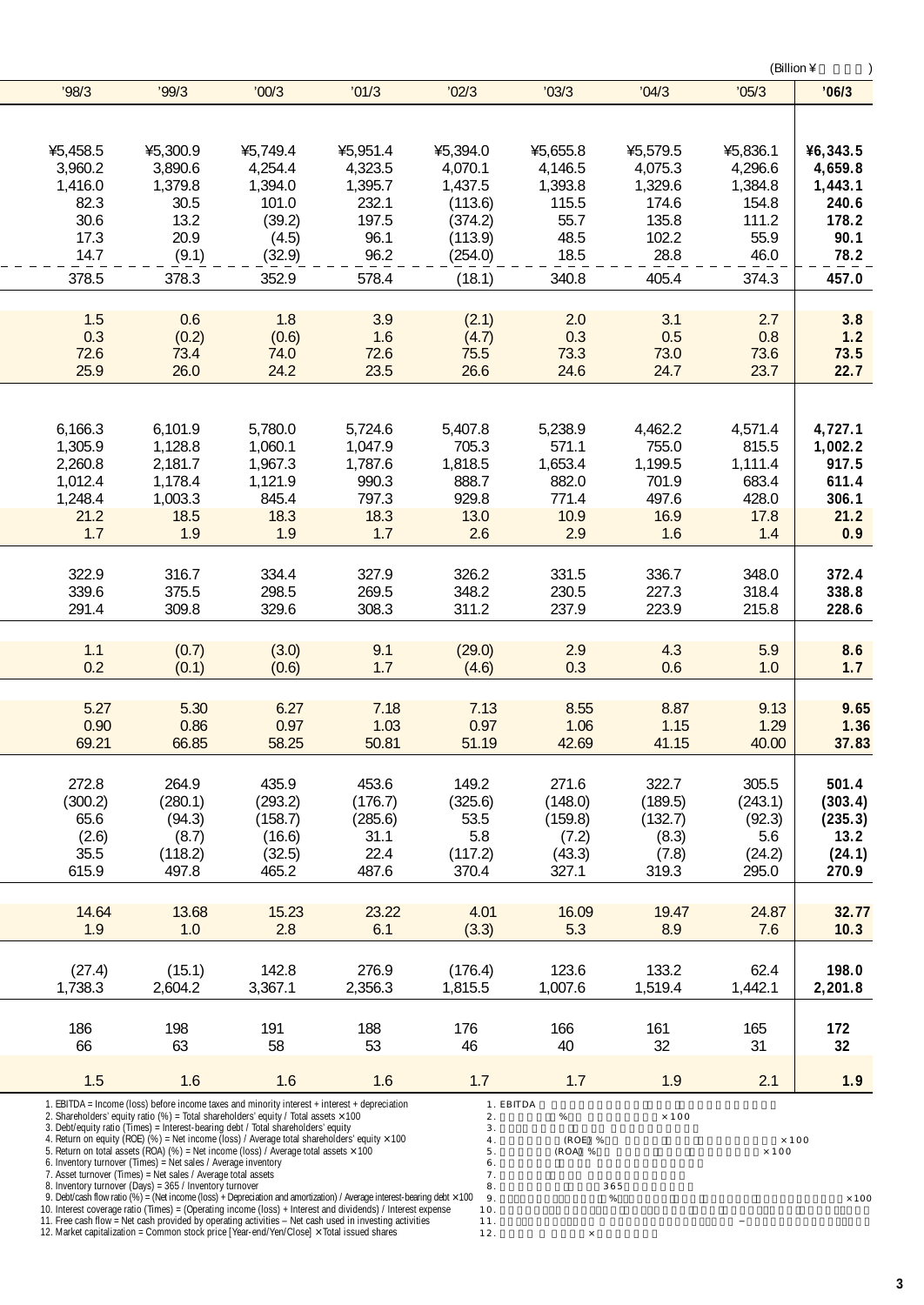(Billion ¥ )

| '98/3 | '99/3 | '00/3 | '01/3 | '02/3 | '03/3 | '04/3 | '05/3 | **'06/3** |
|---|---|---|---|---|---|---|---|---|
| ¥5,458.5 | ¥5,300.9 | ¥5,749.4 | ¥5,951.4 | ¥5,394.0 | ¥5,655.8 | ¥5,579.5 | ¥5,836.1 | **¥6,343.5** |
| 3,960.2 | 3,890.6 | 4,254.4 | 4,323.5 | 4,070.1 | 4,146.5 | 4,075.3 | 4,296.6 | **4,659.8** |
| 1,416.0 | 1,379.8 | 1,394.0 | 1,395.7 | 1,437.5 | 1,393.8 | 1,329.6 | 1,384.8 | **1,443.1** |
| 82.3 | 30.5 | 101.0 | 232.1 | (113.6) | 115.5 | 174.6 | 154.8 | **240.6** |
| 30.6 | 13.2 | (39.2) | 197.5 | (374.2) | 55.7 | 135.8 | 111.2 | **178.2** |
| 17.3 | 20.9 | (4.5) | 96.1 | (113.9) | 48.5 | 102.2 | 55.9 | **90.1** |
| 14.7 | (9.1) | (32.9) | 96.2 | (254.0) | 18.5 | 28.8 | 46.0 | **78.2** |
| 378.5 | 378.3 | 352.9 | 578.4 | (18.1) | 340.8 | 405.4 | 374.3 | **457.0** |
| 1.5 | 0.6 | 1.8 | 3.9 | (2.1) | 2.0 | 3.1 | 2.7 | **3.8** |
| 0.3 | (0.2) | (0.6) | 1.6 | (4.7) | 0.3 | 0.5 | 0.8 | **1.2** |
| 72.6 | 73.4 | 74.0 | 72.6 | 75.5 | 73.3 | 73.0 | 73.6 | **73.5** |
| 25.9 | 26.0 | 24.2 | 23.5 | 26.6 | 24.6 | 24.7 | 23.7 | **22.7** |
| 6,166.3 | 6,101.9 | 5,780.0 | 5,724.6 | 5,407.8 | 5,238.9 | 4,462.2 | 4,571.4 | **4,727.1** |
| 1,305.9 | 1,128.8 | 1,060.1 | 1,047.9 | 705.3 | 571.1 | 755.0 | 815.5 | **1,002.2** |
| 2,260.8 | 2,181.7 | 1,967.3 | 1,787.6 | 1,818.5 | 1,653.4 | 1,199.5 | 1,111.4 | **917.5** |
| 1,012.4 | 1,178.4 | 1,121.9 | 990.3 | 888.7 | 882.0 | 701.9 | 683.4 | **611.4** |
| 1,248.4 | 1,003.3 | 845.4 | 797.3 | 929.8 | 771.4 | 497.6 | 428.0 | **306.1** |
| 21.2 | 18.5 | 18.3 | 18.3 | 13.0 | 10.9 | 16.9 | 17.8 | **21.2** |
| 1.7 | 1.9 | 1.9 | 1.7 | 2.6 | 2.9 | 1.6 | 1.4 | **0.9** |
| 322.9 | 316.7 | 334.4 | 327.9 | 326.2 | 331.5 | 336.7 | 348.0 | **372.4** |
| 339.6 | 375.5 | 298.5 | 269.5 | 348.2 | 230.5 | 227.3 | 318.4 | **338.8** |
| 291.4 | 309.8 | 329.6 | 308.3 | 311.2 | 237.9 | 223.9 | 215.8 | **228.6** |
| 1.1 | (0.7) | (3.0) | 9.1 | (29.0) | 2.9 | 4.3 | 5.9 | **8.6** |
| 0.2 | (0.1) | (0.6) | 1.7 | (4.6) | 0.3 | 0.6 | 1.0 | **1.7** |
| 5.27 | 5.30 | 6.27 | 7.18 | 7.13 | 8.55 | 8.87 | 9.13 | **9.65** |
| 0.90 | 0.86 | 0.97 | 1.03 | 0.97 | 1.06 | 1.15 | 1.29 | **1.36** |
| 69.21 | 66.85 | 58.25 | 50.81 | 51.19 | 42.69 | 41.15 | 40.00 | **37.83** |
| 272.8 | 264.9 | 435.9 | 453.6 | 149.2 | 271.6 | 322.7 | 305.5 | **501.4** |
| (300.2) | (280.1) | (293.2) | (176.7) | (325.6) | (148.0) | (189.5) | (243.1) | **(303.4)** |
| 65.6 | (94.3) | (158.7) | (285.6) | 53.5 | (159.8) | (132.7) | (92.3) | **(235.3)** |
| (2.6) | (8.7) | (16.6) | 31.1 | 5.8 | (7.2) | (8.3) | 5.6 | **13.2** |
| 35.5 | (118.2) | (32.5) | 22.4 | (117.2) | (43.3) | (7.8) | (24.2) | **(24.1)** |
| 615.9 | 497.8 | 465.2 | 487.6 | 370.4 | 327.1 | 319.3 | 295.0 | **270.9** |
| 14.64 | 13.68 | 15.23 | 23.22 | 4.01 | 16.09 | 19.47 | 24.87 | **32.77** |
| 1.9 | 1.0 | 2.8 | 6.1 | (3.3) | 5.3 | 8.9 | 7.6 | **10.3** |
| (27.4) | (15.1) | 142.8 | 276.9 | (176.4) | 123.6 | 133.2 | 62.4 | **198.0** |
| 1,738.3 | 2,604.2 | 3,367.1 | 2,356.3 | 1,815.5 | 1,007.6 | 1,519.4 | 1,442.1 | **2,201.8** |
| 186 | 198 | 191 | 188 | 176 | 166 | 161 | 165 | **172** |
| 66 | 63 | 58 | 53 | 46 | 40 | 32 | 31 | **32** |
| 1.5 | 1.6 | 1.6 | 1.6 | 1.7 | 1.7 | 1.9 | 2.1 | **1.9** |

1. EBITDA = Income (loss) before income taxes and minority interest + interest + depreciation
2. Shareholders' equity ratio (%) = Total shareholders' equity / Total assets ×100
3. Debt/equity ratio (Times) = Interest-bearing debt / Total shareholders' equity
4. Return on equity (ROE) (%) = Net income (loss) / Average total shareholders' equity ×100
5. Return on total assets (ROA) (%) = Net income (loss) / Average total assets ×100
6. Inventory turnover (Times) = Net sales / Average inventory
7. Asset turnover (Times) = Net sales / Average total assets
8. Inventory turnover (Days) = 365 / Inventory turnover
9. Debt/cash flow ratio (%) = (Net income (loss) + Depreciation and amortization) / Average interest-bearing debt ×100
10. Interest coverage ratio (Times) = (Operating income (loss) + Interest and dividends) / Interest expense
11. Free cash flow = Net cash provided by operating activities – Net cash used in investing activities
12. Market capitalization = Common stock price [Year-end/Yen/Close] ×Total issued shares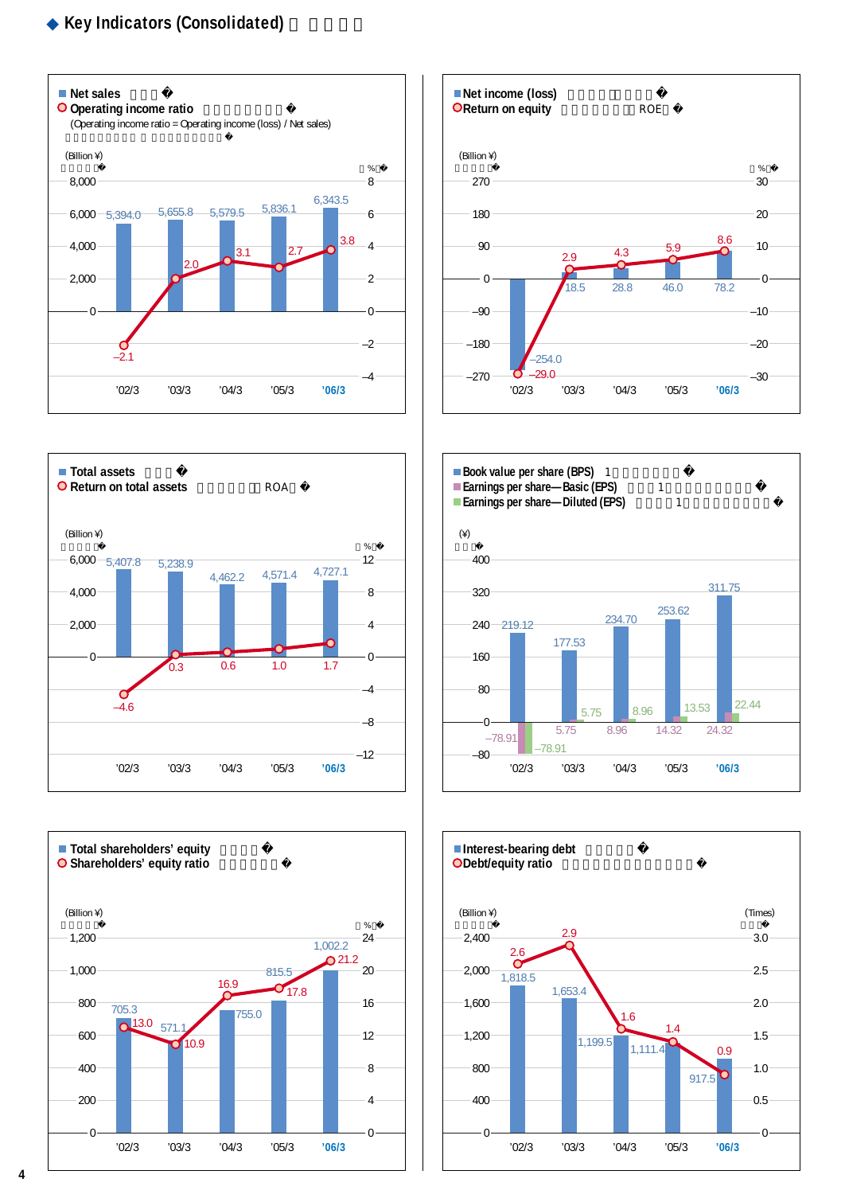## ◆ Key Indicators (Consolidated)

### Net sales / Operating income ratio

(Operating income ratio = Operating income (loss) / Net sales)

| | '02/3 | '03/3 | '04/3 | '05/3 | '06/3 |
|---|---|---|---|---|---|
| Net sales (Billion ¥) | 5,394.0 | 5,655.8 | 5,579.5 | 5,836.1 | 6,343.5 |
| Operating income ratio (%) | –2.1 | 2.0 | 3.1 | 2.7 | 3.8 |

### Net income (loss) / Return on equity

| | '02/3 | '03/3 | '04/3 | '05/3 | '06/3 |
|---|---|---|---|---|---|
| Net income (loss) (Billion ¥) | –254.0 | 18.5 | 28.8 | 46.0 | 78.2 |
| Return on equity (%) | –29.0 | 2.9 | 4.3 | 5.9 | 8.6 |

### Total assets / Return on total assets

| | '02/3 | '03/3 | '04/3 | '05/3 | '06/3 |
|---|---|---|---|---|---|
| Total assets (Billion ¥) | 5,407.8 | 5,238.9 | 4,462.2 | 4,571.4 | 4,727.1 |
| Return on total assets (%) | –4.6 | 0.3 | 0.6 | 1.0 | 1.7 |

### Book value per share (BPS) / Earnings per share—Basic (EPS) / Earnings per share—Diluted (EPS)

| (¥) | '02/3 | '03/3 | '04/3 | '05/3 | '06/3 |
|---|---|---|---|---|---|
| Book value per share (BPS) | 219.12 | 177.53 | 234.70 | 253.62 | 311.75 |
| Earnings per share—Basic (EPS) | –78.91 | 5.75 | 8.96 | 14.32 | 24.32 |
| Earnings per share—Diluted (EPS) | –78.91 | 5.75 | 8.96 | 13.53 | 22.44 |

### Total shareholders' equity / Shareholders' equity ratio

| | '02/3 | '03/3 | '04/3 | '05/3 | '06/3 |
|---|---|---|---|---|---|
| Total shareholders' equity (Billion ¥) | 705.3 | 571.1 | 755.0 | 815.5 | 1,002.2 |
| Shareholders' equity ratio (%) | 13.0 | 10.9 | 16.9 | 17.8 | 21.2 |

### Interest-bearing debt / Debt/equity ratio

| | '02/3 | '03/3 | '04/3 | '05/3 | '06/3 |
|---|---|---|---|---|---|
| Interest-bearing debt (Billion ¥) | 1,818.5 | 1,653.4 | 1,199.5 | 1,111.4 | 917.5 |
| Debt/equity ratio (Times) | 2.6 | 2.9 | 1.6 | 1.4 | 0.9 |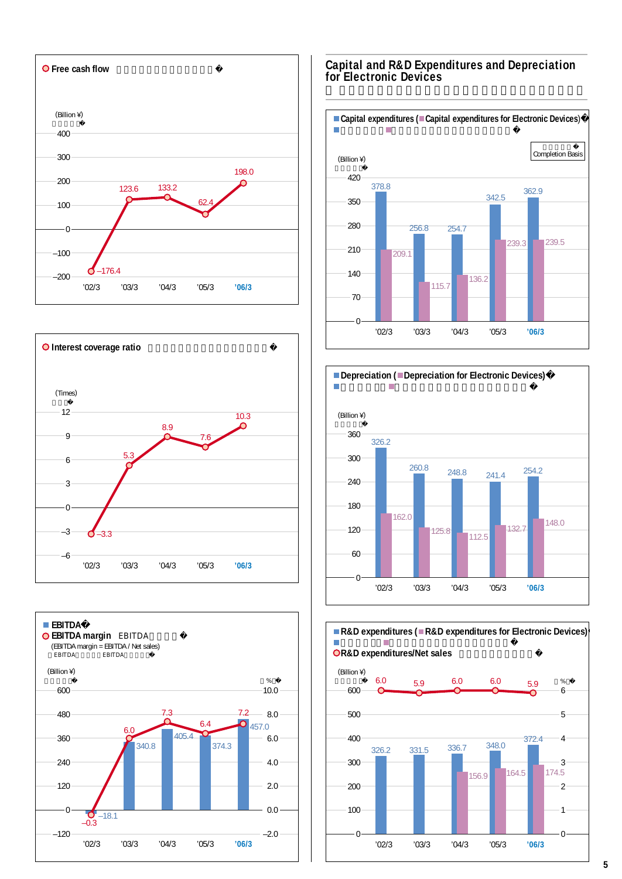## Capital and R&D Expenditures and Depreciation for Electronic Devices

### Free cash flow

(Billion ¥)

| | '02/3 | '03/3 | '04/3 | '05/3 | '06/3 |
|---|---|---|---|---|---|
| Free cash flow | –176.4 | 123.6 | 133.2 | 62.4 | 198.0 |

### Interest coverage ratio

(Times)

| | '02/3 | '03/3 | '04/3 | '05/3 | '06/3 |
|---|---|---|---|---|---|
| Interest coverage ratio | –3.3 | 5.3 | 8.9 | 7.6 | 10.3 |

### EBITDA / EBITDA margin

(EBITDA margin = EBITDA / Net sales)

| | '02/3 | '03/3 | '04/3 | '05/3 | '06/3 |
|---|---|---|---|---|---|
| EBITDA (Billion ¥) | –18.1 | 340.8 | 405.4 | 374.3 | 457.0 |
| EBITDA margin (%) | –0.3 | 6.0 | 7.3 | 6.4 | 7.2 |

### Capital expenditures (Capital expenditures for Electronic Devices)

Completion Basis

(Billion ¥)

| | '02/3 | '03/3 | '04/3 | '05/3 | '06/3 |
|---|---|---|---|---|---|
| Capital expenditures | 378.8 | 256.8 | 254.7 | 342.5 | 362.9 |
| Capital expenditures for Electronic Devices | 209.1 | 115.7 | 136.2 | 239.3 | 239.5 |

### Depreciation (Depreciation for Electronic Devices)

(Billion ¥)

| | '02/3 | '03/3 | '04/3 | '05/3 | '06/3 |
|---|---|---|---|---|---|
| Depreciation | 326.2 | 260.8 | 248.8 | 241.4 | 254.2 |
| Depreciation for Electronic Devices | 162.0 | 125.8 | 112.5 | 132.7 | 148.0 |

### R&D expenditures (R&D expenditures for Electronic Devices) / R&D expenditures/Net sales

| | '02/3 | '03/3 | '04/3 | '05/3 | '06/3 |
|---|---|---|---|---|---|
| R&D expenditures (Billion ¥) | 326.2 | 331.5 | 336.7 | 348.0 | 372.4 |
| R&D expenditures for Electronic Devices (Billion ¥) | | | 156.9 | 164.5 | 174.5 |
| R&D expenditures/Net sales (%) | 6.0 | 5.9 | 6.0 | 6.0 | 5.9 |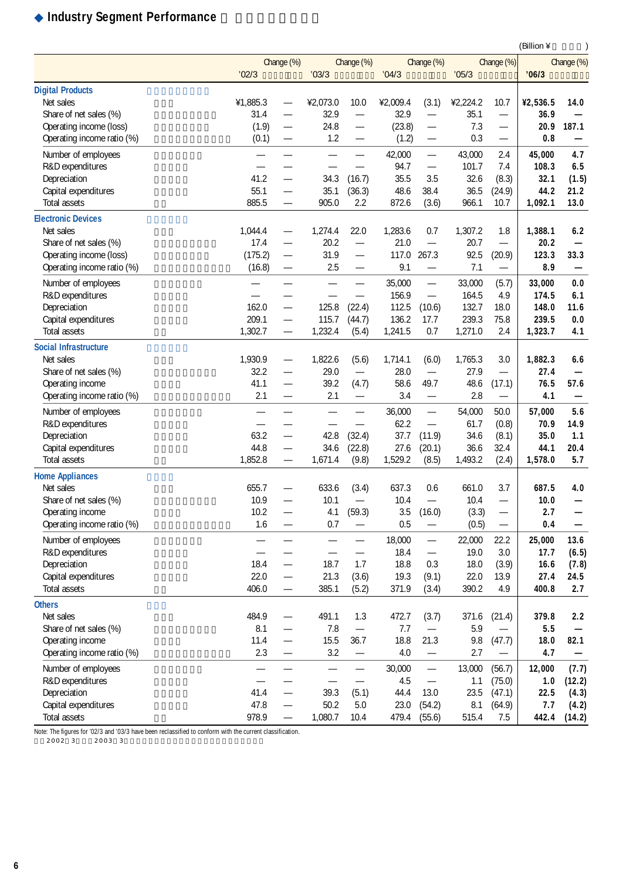## ◆ Industry Segment Performance

(Billion ¥ )

| | '02/3 | Change (%) | '03/3 | Change (%) | '04/3 | Change (%) | '05/3 | Change (%) | '06/3 | Change (%) |
|---|---|---|---|---|---|---|---|---|---|---|
| **Digital Products** | | | | | | | | | | |
| Net sales | ¥1,885.3 | — | ¥2,073.0 | 10.0 | ¥2,009.4 | (3.1) | ¥2,224.2 | 10.7 | **¥2,536.5** | **14.0** |
| Share of net sales (%) | 31.4 | — | 32.9 | — | 32.9 | — | 35.1 | — | **36.9** | **—** |
| Operating income (loss) | (1.9) | — | 24.8 | — | (23.8) | — | 7.3 | — | **20.9** | **187.1** |
| Operating income ratio (%) | (0.1) | — | 1.2 | — | (1.2) | — | 0.3 | — | **0.8** | **—** |
| Number of employees | — | — | — | — | 42,000 | — | 43,000 | 2.4 | **45,000** | **4.7** |
| R&D expenditures | — | — | — | — | 94.7 | — | 101.7 | 7.4 | **108.3** | **6.5** |
| Depreciation | 41.2 | — | 34.3 | (16.7) | 35.5 | 3.5 | 32.6 | (8.3) | **32.1** | **(1.5)** |
| Capital expenditures | 55.1 | — | 35.1 | (36.3) | 48.6 | 38.4 | 36.5 | (24.9) | **44.2** | **21.2** |
| Total assets | 885.5 | — | 905.0 | 2.2 | 872.6 | (3.6) | 966.1 | 10.7 | **1,092.1** | **13.0** |
| **Electronic Devices** | | | | | | | | | | |
| Net sales | 1,044.4 | — | 1,274.4 | 22.0 | 1,283.6 | 0.7 | 1,307.2 | 1.8 | **1,388.1** | **6.2** |
| Share of net sales (%) | 17.4 | — | 20.2 | — | 21.0 | — | 20.7 | — | **20.2** | **—** |
| Operating income (loss) | (175.2) | — | 31.9 | — | 117.0 | 267.3 | 92.5 | (20.9) | **123.3** | **33.3** |
| Operating income ratio (%) | (16.8) | — | 2.5 | — | 9.1 | — | 7.1 | — | **8.9** | **—** |
| Number of employees | — | — | — | — | 35,000 | — | 33,000 | (5.7) | **33,000** | **0.0** |
| R&D expenditures | — | — | — | — | 156.9 | — | 164.5 | 4.9 | **174.5** | **6.1** |
| Depreciation | 162.0 | — | 125.8 | (22.4) | 112.5 | (10.6) | 132.7 | 18.0 | **148.0** | **11.6** |
| Capital expenditures | 209.1 | — | 115.7 | (44.7) | 136.2 | 17.7 | 239.3 | 75.8 | **239.5** | **0.0** |
| Total assets | 1,302.7 | — | 1,232.4 | (5.4) | 1,241.5 | 0.7 | 1,271.0 | 2.4 | **1,323.7** | **4.1** |
| **Social Infrastructure** | | | | | | | | | | |
| Net sales | 1,930.9 | — | 1,822.6 | (5.6) | 1,714.1 | (6.0) | 1,765.3 | 3.0 | **1,882.3** | **6.6** |
| Share of net sales (%) | 32.2 | — | 29.0 | — | 28.0 | — | 27.9 | — | **27.4** | **—** |
| Operating income | 41.1 | — | 39.2 | (4.7) | 58.6 | 49.7 | 48.6 | (17.1) | **76.5** | **57.6** |
| Operating income ratio (%) | 2.1 | — | 2.1 | — | 3.4 | — | 2.8 | — | **4.1** | **—** |
| Number of employees | — | — | — | — | 36,000 | — | 54,000 | 50.0 | **57,000** | **5.6** |
| R&D expenditures | — | — | — | — | 62.2 | — | 61.7 | (0.8) | **70.9** | **14.9** |
| Depreciation | 63.2 | — | 42.8 | (32.4) | 37.7 | (11.9) | 34.6 | (8.1) | **35.0** | **1.1** |
| Capital expenditures | 44.8 | — | 34.6 | (22.8) | 27.6 | (20.1) | 36.6 | 32.4 | **44.1** | **20.4** |
| Total assets | 1,852.8 | — | 1,671.4 | (9.8) | 1,529.2 | (8.5) | 1,493.2 | (2.4) | **1,578.0** | **5.7** |
| **Home Appliances** | | | | | | | | | | |
| Net sales | 655.7 | — | 633.6 | (3.4) | 637.3 | 0.6 | 661.0 | 3.7 | **687.5** | **4.0** |
| Share of net sales (%) | 10.9 | — | 10.1 | — | 10.4 | — | 10.4 | — | **10.0** | **—** |
| Operating income | 10.2 | — | 4.1 | (59.3) | 3.5 | (16.0) | (3.3) | — | **2.7** | **—** |
| Operating income ratio (%) | 1.6 | — | 0.7 | — | 0.5 | — | (0.5) | — | **0.4** | **—** |
| Number of employees | — | — | — | — | 18,000 | — | 22,000 | 22.2 | **25,000** | **13.6** |
| R&D expenditures | — | — | — | — | 18.4 | — | 19.0 | 3.0 | **17.7** | **(6.5)** |
| Depreciation | 18.4 | — | 18.7 | 1.7 | 18.8 | 0.3 | 18.0 | (3.9) | **16.6** | **(7.8)** |
| Capital expenditures | 22.0 | — | 21.3 | (3.6) | 19.3 | (9.1) | 22.0 | 13.9 | **27.4** | **24.5** |
| Total assets | 406.0 | — | 385.1 | (5.2) | 371.9 | (3.4) | 390.2 | 4.9 | **400.8** | **2.7** |
| **Others** | | | | | | | | | | |
| Net sales | 484.9 | — | 491.1 | 1.3 | 472.7 | (3.7) | 371.6 | (21.4) | **379.8** | **2.2** |
| Share of net sales (%) | 8.1 | — | 7.8 | — | 7.7 | — | 5.9 | — | **5.5** | **—** |
| Operating income | 11.4 | — | 15.5 | 36.7 | 18.8 | 21.3 | 9.8 | (47.7) | **18.0** | **82.1** |
| Operating income ratio (%) | 2.3 | — | 3.2 | — | 4.0 | — | 2.7 | — | **4.7** | **—** |
| Number of employees | — | — | — | — | 30,000 | — | 13,000 | (56.7) | **12,000** | **(7.7)** |
| R&D expenditures | — | — | — | — | 4.5 | — | 1.1 | (75.0) | **1.0** | **(12.2)** |
| Depreciation | 41.4 | — | 39.3 | (5.1) | 44.4 | 13.0 | 23.5 | (47.1) | **22.5** | **(4.3)** |
| Capital expenditures | 47.8 | — | 50.2 | 5.0 | 23.0 | (54.2) | 8.1 | (64.9) | **7.7** | **(4.2)** |
| Total assets | 978.9 | — | 1,080.7 | 10.4 | 479.4 | (55.6) | 515.4 | 7.5 | **442.4** | **(14.2)** |

Note: The figures for '02/3 and '03/3 have been reclassified to conform with the current classification.
2002 3 2003 3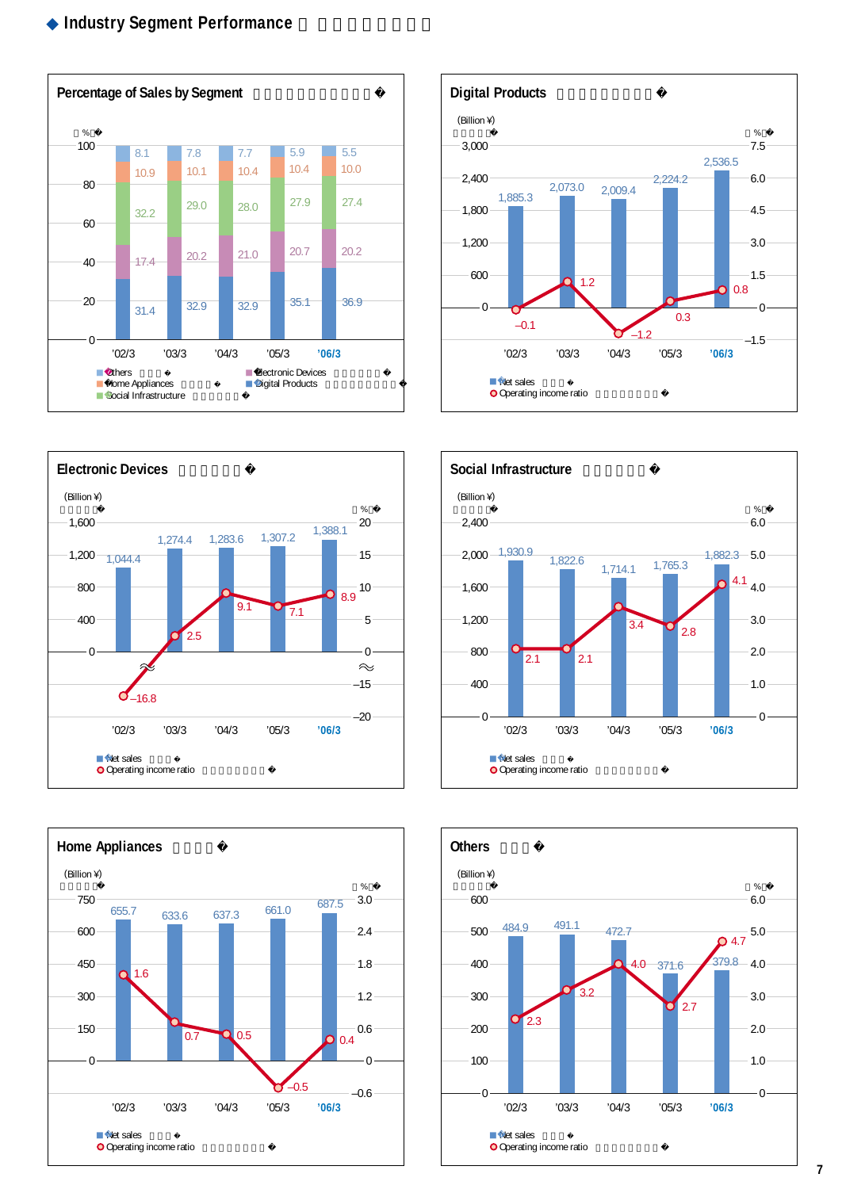## ◆ Industry Segment Performance

### Percentage of Sales by Segment

(%)

| | '02/3 | '03/3 | '04/3 | '05/3 | '06/3 |
|---|---|---|---|---|---|
| Others | 8.1 | 7.8 | 7.7 | 5.9 | 5.5 |
| Home Appliances | 10.9 | 10.1 | 10.4 | 10.4 | 10.0 |
| Social Infrastructure | 32.2 | 29.0 | 28.0 | 27.9 | 27.4 |
| Electronic Devices | 17.4 | 20.2 | 21.0 | 20.7 | 20.2 |
| Digital Products | 31.4 | 32.9 | 32.9 | 35.1 | 36.9 |

### Digital Products

| | '02/3 | '03/3 | '04/3 | '05/3 | '06/3 |
|---|---|---|---|---|---|
| Net sales (Billion ¥) | 1,885.3 | 2,073.0 | 2,009.4 | 2,224.2 | 2,536.5 |
| Operating income ratio (%) | –0.1 | 1.2 | –1.2 | 0.3 | 0.8 |

### Electronic Devices

| | '02/3 | '03/3 | '04/3 | '05/3 | '06/3 |
|---|---|---|---|---|---|
| Net sales (Billion ¥) | 1,044.4 | 1,274.4 | 1,283.6 | 1,307.2 | 1,388.1 |
| Operating income ratio (%) | –16.8 | 2.5 | 9.1 | 7.1 | 8.9 |

### Social Infrastructure

| | '02/3 | '03/3 | '04/3 | '05/3 | '06/3 |
|---|---|---|---|---|---|
| Net sales (Billion ¥) | 1,930.9 | 1,822.6 | 1,714.1 | 1,765.3 | 1,882.3 |
| Operating income ratio (%) | 2.1 | 2.1 | 3.4 | 2.8 | 4.1 |

### Home Appliances

| | '02/3 | '03/3 | '04/3 | '05/3 | '06/3 |
|---|---|---|---|---|---|
| Net sales (Billion ¥) | 655.7 | 633.6 | 637.3 | 661.0 | 687.5 |
| Operating income ratio (%) | 1.6 | 0.7 | 0.5 | –0.5 | 0.4 |

### Others

| | '02/3 | '03/3 | '04/3 | '05/3 | '06/3 |
|---|---|---|---|---|---|
| Net sales (Billion ¥) | 484.9 | 491.1 | 472.7 | 371.6 | 379.8 |
| Operating income ratio (%) | 2.3 | 3.2 | 4.0 | 2.7 | 4.7 |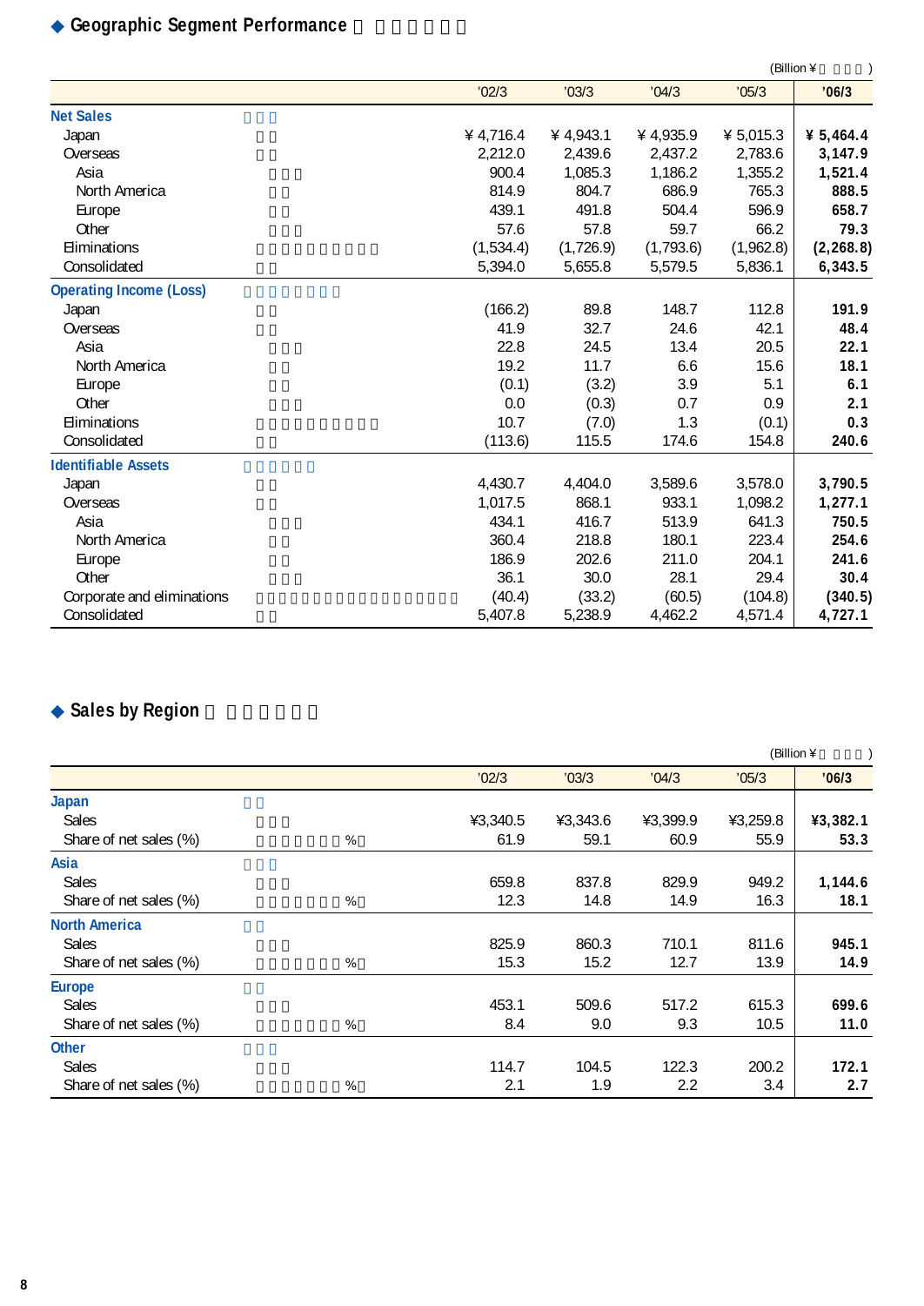## ◆ Geographic Segment Performance

(Billion ¥ )

| | '02/3 | '03/3 | '04/3 | '05/3 | **'06/3** |
|---|---|---|---|---|---|
| **Net Sales** | | | | | |
| Japan | ¥ 4,716.4 | ¥ 4,943.1 | ¥ 4,935.9 | ¥ 5,015.3 | **¥ 5,464.4** |
| Overseas | 2,212.0 | 2,439.6 | 2,437.2 | 2,783.6 | **3,147.9** |
| Asia | 900.4 | 1,085.3 | 1,186.2 | 1,355.2 | **1,521.4** |
| North America | 814.9 | 804.7 | 686.9 | 765.3 | **888.5** |
| Europe | 439.1 | 491.8 | 504.4 | 596.9 | **658.7** |
| Other | 57.6 | 57.8 | 59.7 | 66.2 | **79.3** |
| Eliminations | (1,534.4) | (1,726.9) | (1,793.6) | (1,962.8) | **(2,268.8)** |
| Consolidated | 5,394.0 | 5,655.8 | 5,579.5 | 5,836.1 | **6,343.5** |
| **Operating Income (Loss)** | | | | | |
| Japan | (166.2) | 89.8 | 148.7 | 112.8 | **191.9** |
| Overseas | 41.9 | 32.7 | 24.6 | 42.1 | **48.4** |
| Asia | 22.8 | 24.5 | 13.4 | 20.5 | **22.1** |
| North America | 19.2 | 11.7 | 6.6 | 15.6 | **18.1** |
| Europe | (0.1) | (3.2) | 3.9 | 5.1 | **6.1** |
| Other | 0.0 | (0.3) | 0.7 | 0.9 | **2.1** |
| Eliminations | 10.7 | (7.0) | 1.3 | (0.1) | **0.3** |
| Consolidated | (113.6) | 115.5 | 174.6 | 154.8 | **240.6** |
| **Identifiable Assets** | | | | | |
| Japan | 4,430.7 | 4,404.0 | 3,589.6 | 3,578.0 | **3,790.5** |
| Overseas | 1,017.5 | 868.1 | 933.1 | 1,098.2 | **1,277.1** |
| Asia | 434.1 | 416.7 | 513.9 | 641.3 | **750.5** |
| North America | 360.4 | 218.8 | 180.1 | 223.4 | **254.6** |
| Europe | 186.9 | 202.6 | 211.0 | 204.1 | **241.6** |
| Other | 36.1 | 30.0 | 28.1 | 29.4 | **30.4** |
| Corporate and eliminations | (40.4) | (33.2) | (60.5) | (104.8) | **(340.5)** |
| Consolidated | 5,407.8 | 5,238.9 | 4,462.2 | 4,571.4 | **4,727.1** |

## ◆ Sales by Region

(Billion ¥ )

| | '02/3 | '03/3 | '04/3 | '05/3 | **'06/3** |
|---|---|---|---|---|---|
| **Japan** | | | | | |
| Sales | ¥3,340.5 | ¥3,343.6 | ¥3,399.9 | ¥3,259.8 | **¥3,382.1** |
| Share of net sales (%) | 61.9 | 59.1 | 60.9 | 55.9 | **53.3** |
| **Asia** | | | | | |
| Sales | 659.8 | 837.8 | 829.9 | 949.2 | **1,144.6** |
| Share of net sales (%) | 12.3 | 14.8 | 14.9 | 16.3 | **18.1** |
| **North America** | | | | | |
| Sales | 825.9 | 860.3 | 710.1 | 811.6 | **945.1** |
| Share of net sales (%) | 15.3 | 15.2 | 12.7 | 13.9 | **14.9** |
| **Europe** | | | | | |
| Sales | 453.1 | 509.6 | 517.2 | 615.3 | **699.6** |
| Share of net sales (%) | 8.4 | 9.0 | 9.3 | 10.5 | **11.0** |
| **Other** | | | | | |
| Sales | 114.7 | 104.5 | 122.3 | 200.2 | **172.1** |
| Share of net sales (%) | 2.1 | 1.9 | 2.2 | 3.4 | **2.7** |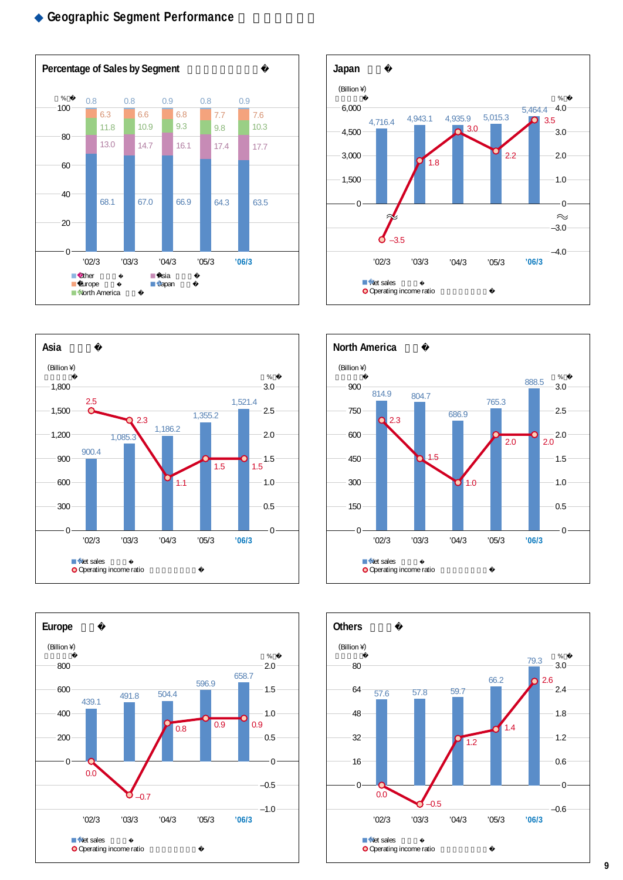## ◆ Geographic Segment Performance

### Percentage of Sales by Segment

(%)

| | '02/3 | '03/3 | '04/3 | '05/3 | '06/3 |
|---|---|---|---|---|---|
| Other | 0.8 | 0.8 | 0.9 | 0.8 | 0.9 |
| Europe | 6.3 | 6.6 | 6.8 | 7.7 | 7.6 |
| North America | 11.8 | 10.9 | 9.3 | 9.8 | 10.3 |
| Asia | 13.0 | 14.7 | 16.1 | 17.4 | 17.7 |
| Japan | 68.1 | 67.0 | 66.9 | 64.3 | 63.5 |

### Japan

| | '02/3 | '03/3 | '04/3 | '05/3 | '06/3 |
|---|---|---|---|---|---|
| Net sales (Billion ¥) | 4,716.4 | 4,943.1 | 4,935.9 | 5,015.3 | 5,464.4 |
| Operating income ratio (%) | −3.5 | 1.8 | 3.0 | 2.2 | 3.5 |

### Asia

| | '02/3 | '03/3 | '04/3 | '05/3 | '06/3 |
|---|---|---|---|---|---|
| Net sales (Billion ¥) | 900.4 | 1,085.3 | 1,186.2 | 1,355.2 | 1,521.4 |
| Operating income ratio (%) | 2.5 | 2.3 | 1.1 | 1.5 | 1.5 |

### North America

| | '02/3 | '03/3 | '04/3 | '05/3 | '06/3 |
|---|---|---|---|---|---|
| Net sales (Billion ¥) | 814.9 | 804.7 | 686.9 | 765.3 | 888.5 |
| Operating income ratio (%) | 2.3 | 1.5 | 1.0 | 2.0 | 2.0 |

### Europe

| | '02/3 | '03/3 | '04/3 | '05/3 | '06/3 |
|---|---|---|---|---|---|
| Net sales (Billion ¥) | 439.1 | 491.8 | 504.4 | 596.9 | 658.7 |
| Operating income ratio (%) | 0.0 | −0.7 | 0.8 | 0.9 | 0.9 |

### Others

| | '02/3 | '03/3 | '04/3 | '05/3 | '06/3 |
|---|---|---|---|---|---|
| Net sales (Billion ¥) | 57.6 | 57.8 | 59.7 | 66.2 | 79.3 |
| Operating income ratio (%) | 0.0 | −0.5 | 1.2 | 1.4 | 2.6 |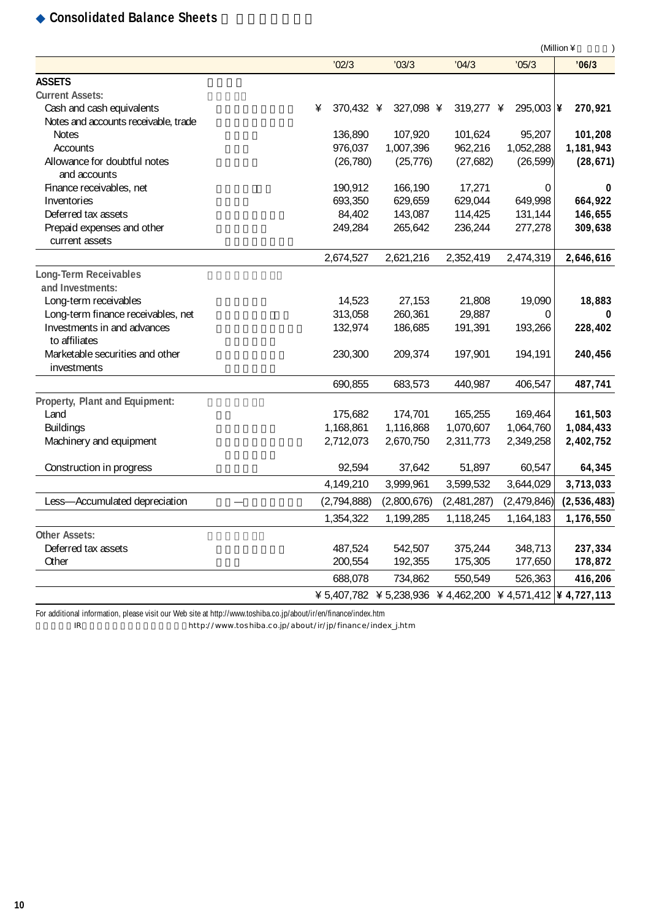## ◆ Consolidated Balance Sheets

(Million ¥ )

| | '02/3 | '03/3 | '04/3 | '05/3 | '06/3 |
|---|---|---|---|---|---|
| **ASSETS** | | | | | |
| **Current Assets:** | | | | | |
| Cash and cash equivalents | ¥ 370,432 | ¥ 327,098 | ¥ 319,277 | ¥ 295,003 | **¥ 270,921** |
| Notes and accounts receivable, trade | | | | | |
| Notes | 136,890 | 107,920 | 101,624 | 95,207 | **101,208** |
| Accounts | 976,037 | 1,007,396 | 962,216 | 1,052,288 | **1,181,943** |
| Allowance for doubtful notes and accounts | (26,780) | (25,776) | (27,682) | (26,599) | **(28,671)** |
| Finance receivables, net | 190,912 | 166,190 | 17,271 | 0 | **0** |
| Inventories | 693,350 | 629,659 | 629,044 | 649,998 | **664,922** |
| Deferred tax assets | 84,402 | 143,087 | 114,425 | 131,144 | **146,655** |
| Prepaid expenses and other current assets | 249,284 | 265,642 | 236,244 | 277,278 | **309,638** |
| | 2,674,527 | 2,621,216 | 2,352,419 | 2,474,319 | **2,646,616** |
| **Long-Term Receivables and Investments:** | | | | | |
| Long-term receivables | 14,523 | 27,153 | 21,808 | 19,090 | **18,883** |
| Long-term finance receivables, net | 313,058 | 260,361 | 29,887 | 0 | **0** |
| Investments in and advances to affiliates | 132,974 | 186,685 | 191,391 | 193,266 | **228,402** |
| Marketable securities and other investments | 230,300 | 209,374 | 197,901 | 194,191 | **240,456** |
| | 690,855 | 683,573 | 440,987 | 406,547 | **487,741** |
| **Property, Plant and Equipment:** | | | | | |
| Land | 175,682 | 174,701 | 165,255 | 169,464 | **161,503** |
| Buildings | 1,168,861 | 1,116,868 | 1,070,607 | 1,064,760 | **1,084,433** |
| Machinery and equipment | 2,712,073 | 2,670,750 | 2,311,773 | 2,349,258 | **2,402,752** |
| Construction in progress | 92,594 | 37,642 | 51,897 | 60,547 | **64,345** |
| | 4,149,210 | 3,999,961 | 3,599,532 | 3,644,029 | **3,713,033** |
| Less—Accumulated depreciation | (2,794,888) | (2,800,676) | (2,481,287) | (2,479,846) | **(2,536,483)** |
| | 1,354,322 | 1,199,285 | 1,118,245 | 1,164,183 | **1,176,550** |
| **Other Assets:** | | | | | |
| Deferred tax assets | 487,524 | 542,507 | 375,244 | 348,713 | **237,334** |
| Other | 200,554 | 192,355 | 175,305 | 177,650 | **178,872** |
| | 688,078 | 734,862 | 550,549 | 526,363 | **416,206** |
| | ¥ 5,407,782 | ¥ 5,238,936 | ¥ 4,462,200 | ¥ 4,571,412 | **¥ 4,727,113** |

For additional information, please visit our Web site at http://www.toshiba.co.jp/about/ir/en/finance/index.htm

IR http://www.toshiba.co.jp/about/ir/jp/finance/index_j.htm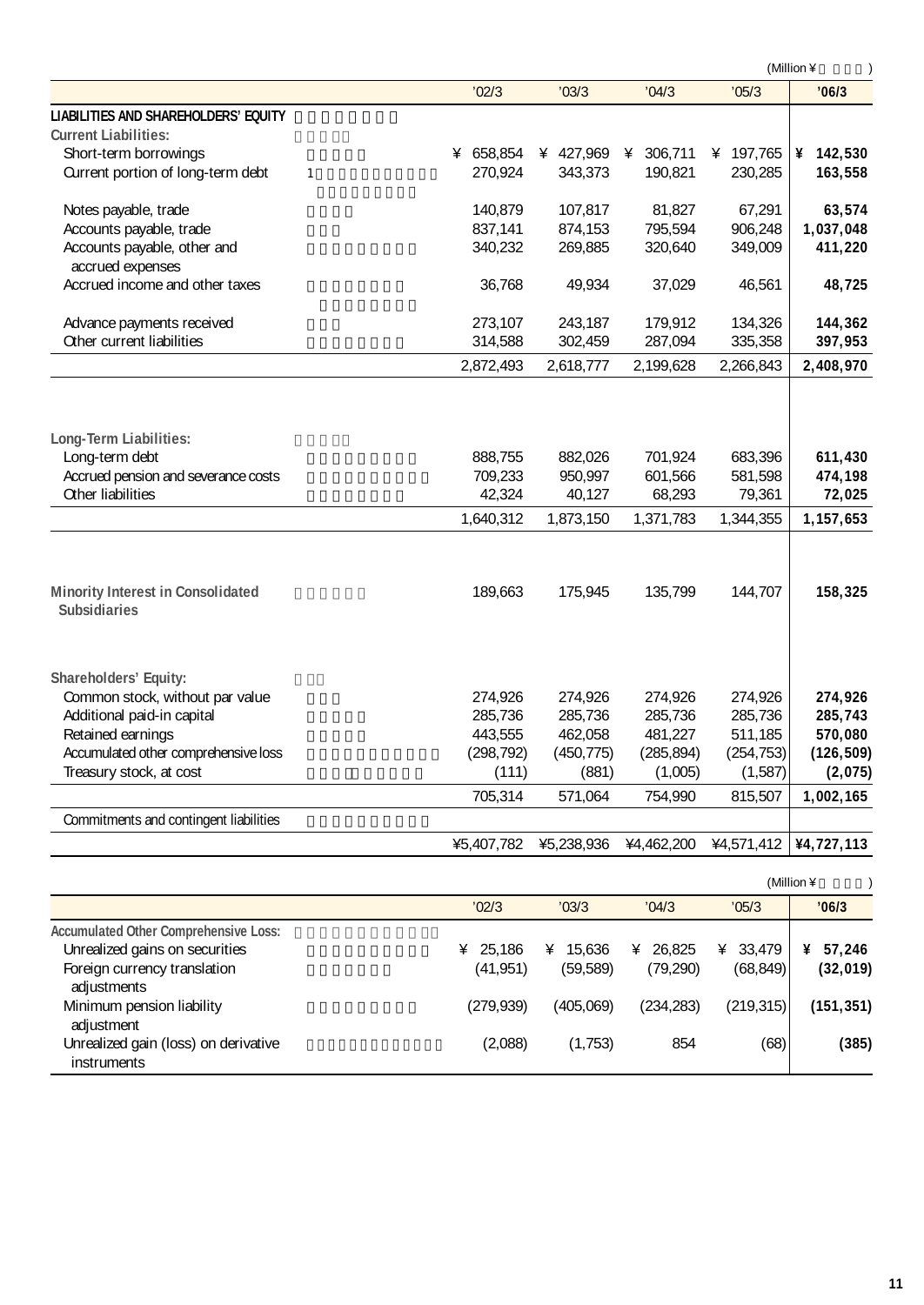(Million ¥ )

| | '02/3 | '03/3 | '04/3 | '05/3 | '06/3 |
|---|---|---|---|---|---|
| **LIABILITIES AND SHAREHOLDERS' EQUITY** | | | | | |
| **Current Liabilities:** | | | | | |
| Short-term borrowings | ¥ 658,854 | ¥ 427,969 | ¥ 306,711 | ¥ 197,765 | **¥ 142,530** |
| Current portion of long-term debt 1 | 270,924 | 343,373 | 190,821 | 230,285 | **163,558** |
| Notes payable, trade | 140,879 | 107,817 | 81,827 | 67,291 | **63,574** |
| Accounts payable, trade | 837,141 | 874,153 | 795,594 | 906,248 | **1,037,048** |
| Accounts payable, other and accrued expenses | 340,232 | 269,885 | 320,640 | 349,009 | **411,220** |
| Accrued income and other taxes | 36,768 | 49,934 | 37,029 | 46,561 | **48,725** |
| Advance payments received | 273,107 | 243,187 | 179,912 | 134,326 | **144,362** |
| Other current liabilities | 314,588 | 302,459 | 287,094 | 335,358 | **397,953** |
| | 2,872,493 | 2,618,777 | 2,199,628 | 2,266,843 | **2,408,970** |
| **Long-Term Liabilities:** | | | | | |
| Long-term debt | 888,755 | 882,026 | 701,924 | 683,396 | **611,430** |
| Accrued pension and severance costs | 709,233 | 950,997 | 601,566 | 581,598 | **474,198** |
| Other liabilities | 42,324 | 40,127 | 68,293 | 79,361 | **72,025** |
| | 1,640,312 | 1,873,150 | 1,371,783 | 1,344,355 | **1,157,653** |
| **Minority Interest in Consolidated Subsidiaries** | 189,663 | 175,945 | 135,799 | 144,707 | **158,325** |
| **Shareholders' Equity:** | | | | | |
| Common stock, without par value | 274,926 | 274,926 | 274,926 | 274,926 | **274,926** |
| Additional paid-in capital | 285,736 | 285,736 | 285,736 | 285,736 | **285,743** |
| Retained earnings | 443,555 | 462,058 | 481,227 | 511,185 | **570,080** |
| Accumulated other comprehensive loss | (298,792) | (450,775) | (285,894) | (254,753) | **(126,509)** |
| Treasury stock, at cost | (111) | (881) | (1,005) | (1,587) | **(2,075)** |
| | 705,314 | 571,064 | 754,990 | 815,507 | **1,002,165** |
| Commitments and contingent liabilities | | | | | |
| | ¥5,407,782 | ¥5,238,936 | ¥4,462,200 | ¥4,571,412 | **¥4,727,113** |

(Million ¥ )

| | '02/3 | '03/3 | '04/3 | '05/3 | '06/3 |
|---|---|---|---|---|---|
| **Accumulated Other Comprehensive Loss:** | | | | | |
| Unrealized gains on securities | ¥ 25,186 | ¥ 15,636 | ¥ 26,825 | ¥ 33,479 | **¥ 57,246** |
| Foreign currency translation adjustments | (41,951) | (59,589) | (79,290) | (68,849) | **(32,019)** |
| Minimum pension liability adjustment | (279,939) | (405,069) | (234,283) | (219,315) | **(151,351)** |
| Unrealized gain (loss) on derivative instruments | (2,088) | (1,753) | 854 | (68) | **(385)** |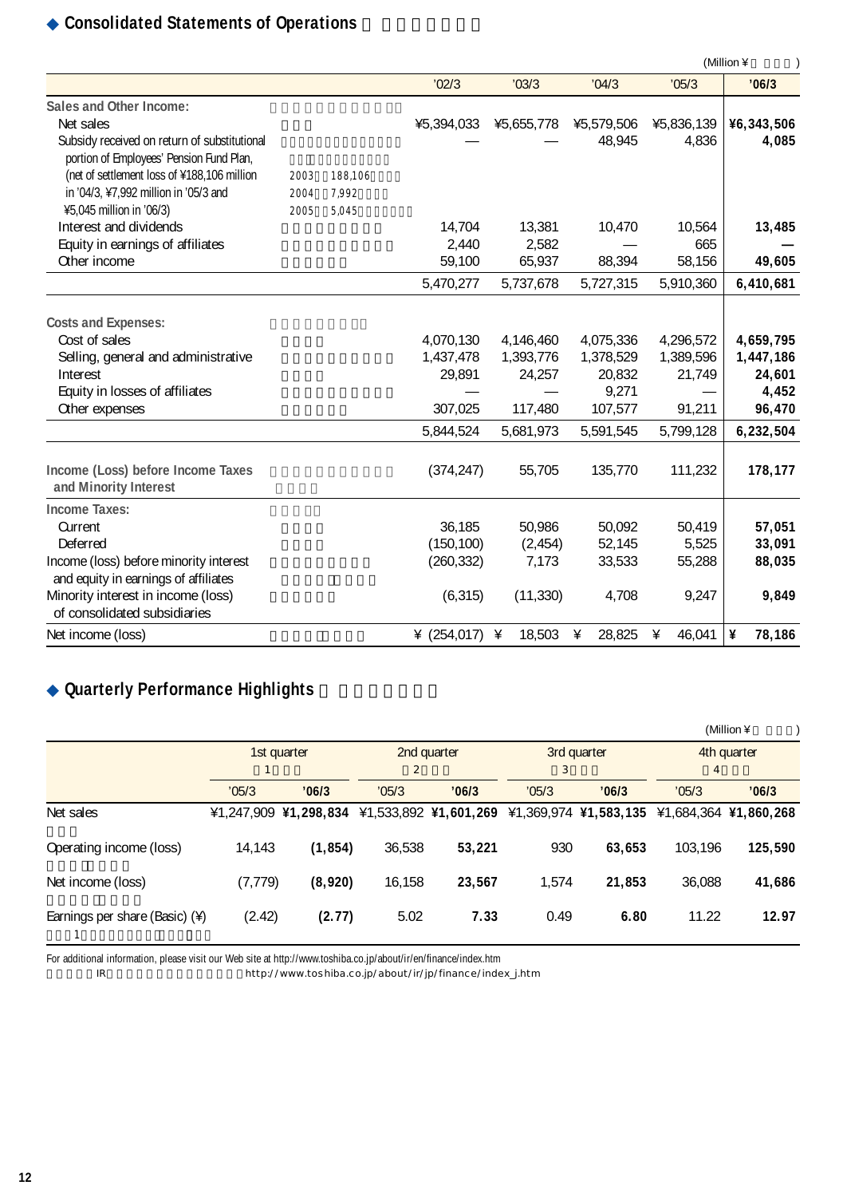## ◆ Consolidated Statements of Operations

(Million ¥ )

| | | '02/3 | '03/3 | '04/3 | '05/3 | '06/3 |
|---|---|---|---|---|---|---|
| **Sales and Other Income:** | | | | | | |
| Net sales | | ¥5,394,033 | ¥5,655,778 | ¥5,579,506 | ¥5,836,139 | **¥6,343,506** |
| Subsidy received on return of substitutional portion of Employees' Pension Fund Plan, (net of settlement loss of ¥188,106 million in '04/3, ¥7,992 million in '05/3 and ¥5,045 million in '06/3) | 2003 188,106 2004 7,992 2005 5,045 | — | — | 48,945 | 4,836 | **4,085** |
| Interest and dividends | | 14,704 | 13,381 | 10,470 | 10,564 | **13,485** |
| Equity in earnings of affiliates | | 2,440 | 2,582 | — | 665 | **—** |
| Other income | | 59,100 | 65,937 | 88,394 | 58,156 | **49,605** |
| | | 5,470,277 | 5,737,678 | 5,727,315 | 5,910,360 | **6,410,681** |
| **Costs and Expenses:** | | | | | | |
| Cost of sales | | 4,070,130 | 4,146,460 | 4,075,336 | 4,296,572 | **4,659,795** |
| Selling, general and administrative | | 1,437,478 | 1,393,776 | 1,378,529 | 1,389,596 | **1,447,186** |
| Interest | | 29,891 | 24,257 | 20,832 | 21,749 | **24,601** |
| Equity in losses of affiliates | | — | — | 9,271 | — | **4,452** |
| Other expenses | | 307,025 | 117,480 | 107,577 | 91,211 | **96,470** |
| | | 5,844,524 | 5,681,973 | 5,591,545 | 5,799,128 | **6,232,504** |
| **Income (Loss) before Income Taxes and Minority Interest** | | (374,247) | 55,705 | 135,770 | 111,232 | **178,177** |
| **Income Taxes:** | | | | | | |
| Current | | 36,185 | 50,986 | 50,092 | 50,419 | **57,051** |
| Deferred | | (150,100) | (2,454) | 52,145 | 5,525 | **33,091** |
| Income (loss) before minority interest and equity in earnings of affiliates | | (260,332) | 7,173 | 33,533 | 55,288 | **88,035** |
| Minority interest in income (loss) of consolidated subsidiaries | | (6,315) | (11,330) | 4,708 | 9,247 | **9,849** |
| Net income (loss) | | ¥ (254,017) | ¥ 18,503 | ¥ 28,825 | ¥ 46,041 | **¥ 78,186** |

## ◆ Quarterly Performance Highlights

(Million ¥ )

| | 1st quarter 1 | | 2nd quarter 2 | | 3rd quarter 3 | | 4th quarter 4 | |
|---|---|---|---|---|---|---|---|---|
| | '05/3 | **'06/3** | '05/3 | **'06/3** | '05/3 | **'06/3** | '05/3 | **'06/3** |
| Net sales | ¥1,247,909 | **¥1,298,834** | ¥1,533,892 | **¥1,601,269** | ¥1,369,974 | **¥1,583,135** | ¥1,684,364 | **¥1,860,268** |
| Operating income (loss) | 14,143 | **(1,854)** | 36,538 | **53,221** | 930 | **63,653** | 103,196 | **125,590** |
| Net income (loss) | (7,779) | **(8,920)** | 16,158 | **23,567** | 1,574 | **21,853** | 36,088 | **41,686** |
| Earnings per share (Basic) (¥) 1 | (2.42) | **(2.77)** | 5.02 | **7.33** | 0.49 | **6.80** | 11.22 | **12.97** |

For additional information, please visit our Web site at http://www.toshiba.co.jp/about/ir/en/finance/index.htm

IR http://www.toshiba.co.jp/about/ir/jp/finance/index_j.htm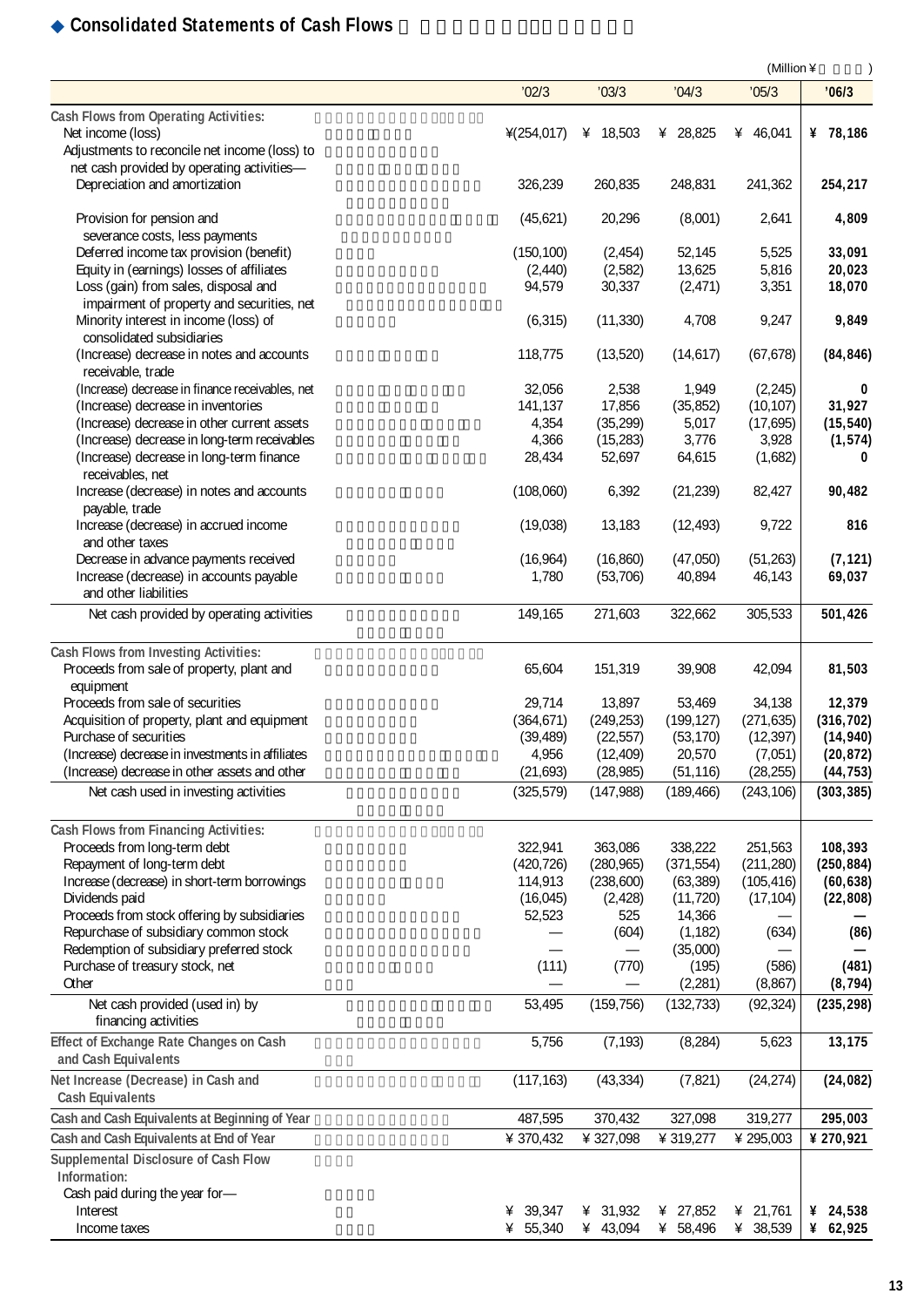## ◆ Consolidated Statements of Cash Flows

(Million ¥ )

| | '02/3 | '03/3 | '04/3 | '05/3 | '06/3 |
|---|---|---|---|---|---|
| **Cash Flows from Operating Activities:** | | | | | |
| Net income (loss) | ¥(254,017) | ¥ 18,503 | ¥ 28,825 | ¥ 46,041 | **¥ 78,186** |
| Adjustments to reconcile net income (loss) to net cash provided by operating activities— | | | | | |
| Depreciation and amortization | 326,239 | 260,835 | 248,831 | 241,362 | **254,217** |
| Provision for pension and severance costs, less payments | (45,621) | 20,296 | (8,001) | 2,641 | **4,809** |
| Deferred income tax provision (benefit) | (150,100) | (2,454) | 52,145 | 5,525 | **33,091** |
| Equity in (earnings) losses of affiliates | (2,440) | (2,582) | 13,625 | 5,816 | **20,023** |
| Loss (gain) from sales, disposal and impairment of property and securities, net | 94,579 | 30,337 | (2,471) | 3,351 | **18,070** |
| Minority interest in income (loss) of consolidated subsidiaries | (6,315) | (11,330) | 4,708 | 9,247 | **9,849** |
| (Increase) decrease in notes and accounts receivable, trade | 118,775 | (13,520) | (14,617) | (67,678) | **(84,846)** |
| (Increase) decrease in finance receivables, net | 32,056 | 2,538 | 1,949 | (2,245) | **0** |
| (Increase) decrease in inventories | 141,137 | 17,856 | (35,852) | (10,107) | **31,927** |
| (Increase) decrease in other current assets | 4,354 | (35,299) | 5,017 | (17,695) | **(15,540)** |
| (Increase) decrease in long-term receivables | 4,366 | (15,283) | 3,776 | 3,928 | **(1,574)** |
| (Increase) decrease in long-term finance receivables, net | 28,434 | 52,697 | 64,615 | (1,682) | **0** |
| Increase (decrease) in notes and accounts payable, trade | (108,060) | 6,392 | (21,239) | 82,427 | **90,482** |
| Increase (decrease) in accrued income and other taxes | (19,038) | 13,183 | (12,493) | 9,722 | **816** |
| Decrease in advance payments received | (16,964) | (16,860) | (47,050) | (51,263) | **(7,121)** |
| Increase (decrease) in accounts payable and other liabilities | 1,780 | (53,706) | 40,894 | 46,143 | **69,037** |
| Net cash provided by operating activities | 149,165 | 271,603 | 322,662 | 305,533 | **501,426** |
| **Cash Flows from Investing Activities:** | | | | | |
| Proceeds from sale of property, plant and equipment | 65,604 | 151,319 | 39,908 | 42,094 | **81,503** |
| Proceeds from sale of securities | 29,714 | 13,897 | 53,469 | 34,138 | **12,379** |
| Acquisition of property, plant and equipment | (364,671) | (249,253) | (199,127) | (271,635) | **(316,702)** |
| Purchase of securities | (39,489) | (22,557) | (53,170) | (12,397) | **(14,940)** |
| (Increase) decrease in investments in affiliates | 4,956 | (12,409) | 20,570 | (7,051) | **(20,872)** |
| (Increase) decrease in other assets and other | (21,693) | (28,985) | (51,116) | (28,255) | **(44,753)** |
| Net cash used in investing activities | (325,579) | (147,988) | (189,466) | (243,106) | **(303,385)** |
| **Cash Flows from Financing Activities:** | | | | | |
| Proceeds from long-term debt | 322,941 | 363,086 | 338,222 | 251,563 | **108,393** |
| Repayment of long-term debt | (420,726) | (280,965) | (371,554) | (211,280) | **(250,884)** |
| Increase (decrease) in short-term borrowings | 114,913 | (238,600) | (63,389) | (105,416) | **(60,638)** |
| Dividends paid | (16,045) | (2,428) | (11,720) | (17,104) | **(22,808)** |
| Proceeds from stock offering by subsidiaries | 52,523 | 525 | 14,366 | — | **—** |
| Repurchase of subsidiary common stock | — | (604) | (1,182) | (634) | **(86)** |
| Redemption of subsidiary preferred stock | — | — | (35,000) | — | **—** |
| Purchase of treasury stock, net | (111) | (770) | (195) | (586) | **(481)** |
| Other | — | — | (2,281) | (8,867) | **(8,794)** |
| Net cash provided (used in) by financing activities | 53,495 | (159,756) | (132,733) | (92,324) | **(235,298)** |
| **Effect of Exchange Rate Changes on Cash and Cash Equivalents** | 5,756 | (7,193) | (8,284) | 5,623 | **13,175** |
| **Net Increase (Decrease) in Cash and Cash Equivalents** | (117,163) | (43,334) | (7,821) | (24,274) | **(24,082)** |
| **Cash and Cash Equivalents at Beginning of Year** | 487,595 | 370,432 | 327,098 | 319,277 | **295,003** |
| **Cash and Cash Equivalents at End of Year** | ¥ 370,432 | ¥ 327,098 | ¥ 319,277 | ¥ 295,003 | **¥ 270,921** |
| **Supplemental Disclosure of Cash Flow Information:** | | | | | |
| Cash paid during the year for— | | | | | |
| Interest | ¥ 39,347 | ¥ 31,932 | ¥ 27,852 | ¥ 21,761 | **¥ 24,538** |
| Income taxes | ¥ 55,340 | ¥ 43,094 | ¥ 58,496 | ¥ 38,539 | **¥ 62,925** |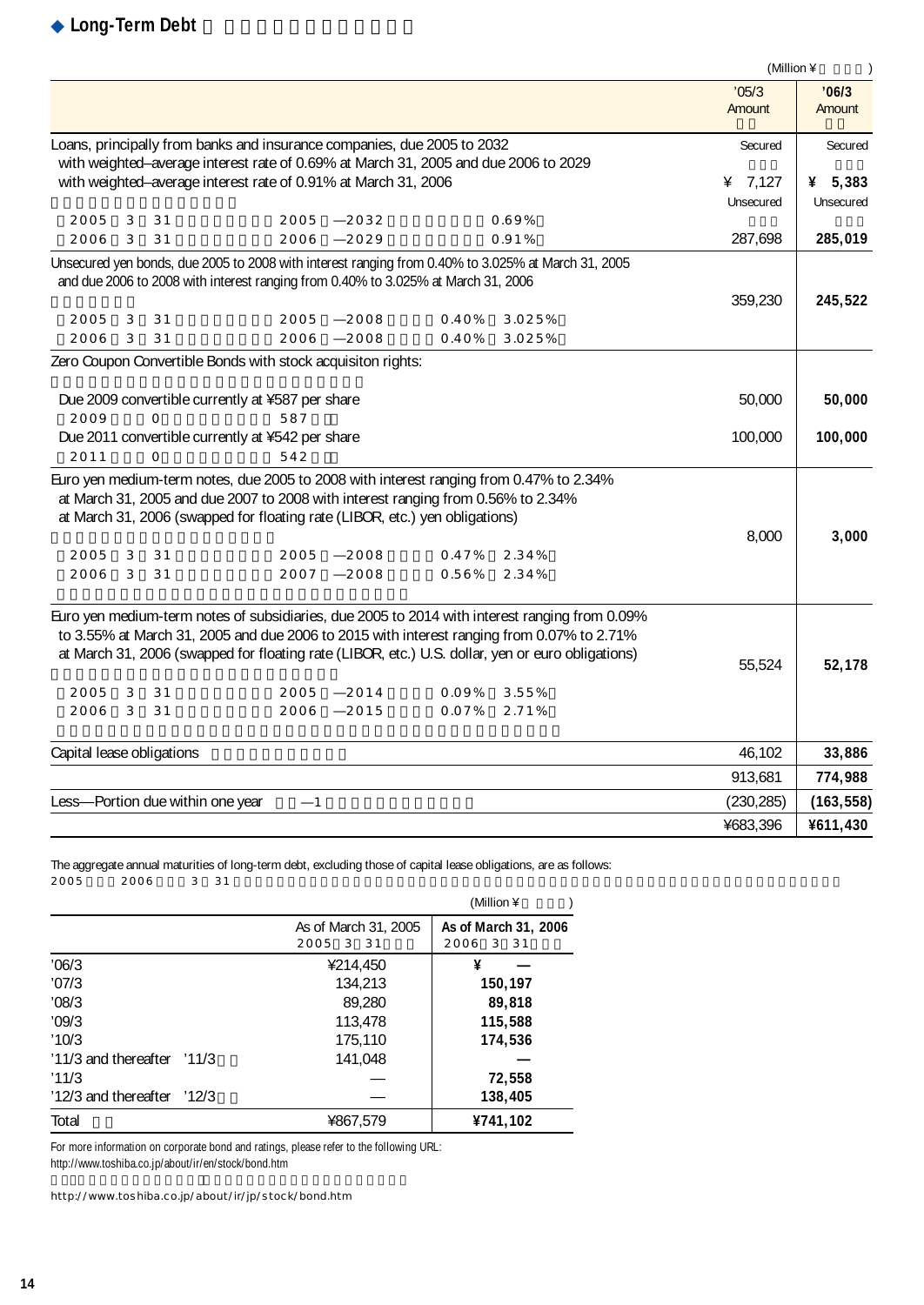## ◆ Long-Term Debt

(Million ¥　　　)

| | '05/3 Amount | '06/3 Amount |
|---|---|---|
| Loans, principally from banks and insurance companies, due 2005 to 2032 with weighted–average interest rate of 0.69% at March 31, 2005 and due 2006 to 2029 with weighted–average interest rate of 0.91% at March 31, 2006<br>2005 3 31 2005 —2032 0.69%<br>2006 3 31 2006 —2029 0.91% | Secured<br>¥ 7,127<br>Unsecured<br>287,698 | Secured<br>¥ **5,383**<br>Unsecured<br>**285,019** |
| Unsecured yen bonds, due 2005 to 2008 with interest ranging from 0.40% to 3.025% at March 31, 2005 and due 2006 to 2008 with interest ranging from 0.40% to 3.025% at March 31, 2006<br>2005 3 31 2005 —2008 0.40% 3.025%<br>2006 3 31 2006 —2008 0.40% 3.025% | 359,230 | **245,522** |
| Zero Coupon Convertible Bonds with stock acquisiton rights: | | |
| Due 2009 convertible currently at ¥587 per share<br>2009 0 587 | 50,000 | **50,000** |
| Due 2011 convertible currently at ¥542 per share<br>2011 0 542 | 100,000 | **100,000** |
| Euro yen medium-term notes, due 2005 to 2008 with interest ranging from 0.47% to 2.34% at March 31, 2005 and due 2007 to 2008 with interest ranging from 0.56% to 2.34% at March 31, 2006 (swapped for floating rate (LIBOR, etc.) yen obligations)<br>2005 3 31 2005 —2008 0.47% 2.34%<br>2006 3 31 2007 —2008 0.56% 2.34% | 8,000 | **3,000** |
| Euro yen medium-term notes of subsidiaries, due 2005 to 2014 with interest ranging from 0.09% to 3.55% at March 31, 2005 and due 2006 to 2015 with interest ranging from 0.07% to 2.71% at March 31, 2006 (swapped for floating rate (LIBOR, etc.) U.S. dollar, yen or euro obligations)<br>2005 3 31 2005 —2014 0.09% 3.55%<br>2006 3 31 2006 —2015 0.07% 2.71% | 55,524 | **52,178** |
| Capital lease obligations | 46,102 | **33,886** |
| | 913,681 | **774,988** |
| Less—Portion due within one year —1 | (230,285) | **(163,558)** |
| | ¥683,396 | **¥611,430** |

The aggregate annual maturities of long-term debt, excluding those of capital lease obligations, are as follows:
2005 2006 3 31

(Million ¥　　　)

| | As of March 31, 2005<br>2005 3 31 | As of March 31, 2006<br>2006 3 31 |
|---|---|---|
| '06/3 | ¥214,450 | **¥ —** |
| '07/3 | 134,213 | **150,197** |
| '08/3 | 89,280 | **89,818** |
| '09/3 | 113,478 | **115,588** |
| '10/3 | 175,110 | **174,536** |
| '11/3 and thereafter '11/3 | 141,048 | **—** |
| '11/3 | — | **72,558** |
| '12/3 and thereafter '12/3 | — | **138,405** |
| Total | ¥867,579 | **¥741,102** |

For more information on corporate bond and ratings, please refer to the following URL:
http://www.toshiba.co.jp/about/ir/en/stock/bond.htm

http://www.toshiba.co.jp/about/ir/jp/stock/bond.htm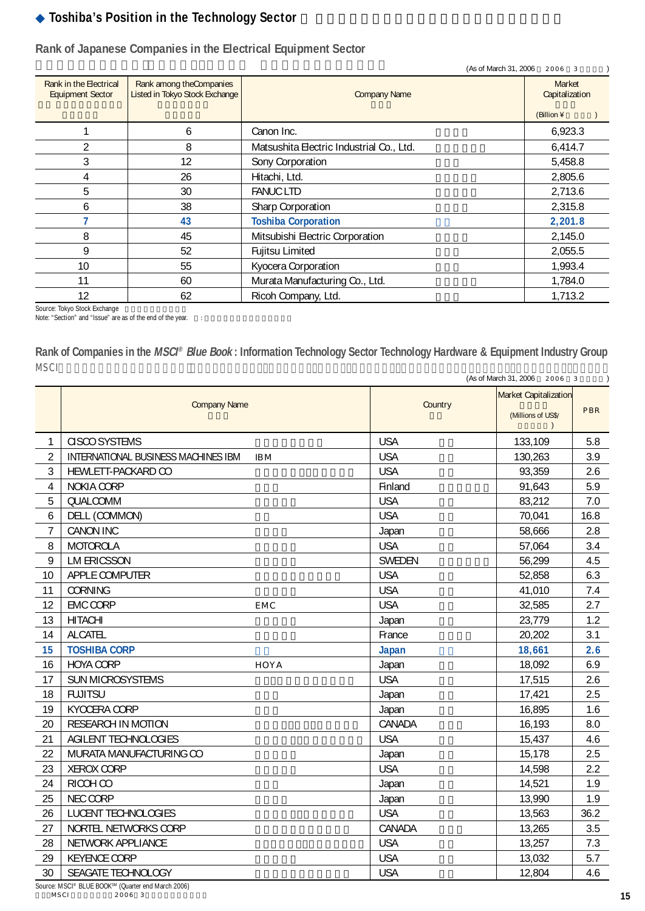## ◆ Toshiba's Position in the Technology Sector

### Rank of Japanese Companies in the Electrical Equipment Sector

(As of March 31, 2006 2006 3 )

| Rank in the Electrical Equipment Sector | Rank among the Companies Listed in Tokyo Stock Exchange | Company Name | Market Capitalization (Billion ¥) |
|---|---|---|---|
| 1 | 6 | Canon Inc. | 6,923.3 |
| 2 | 8 | Matsushita Electric Industrial Co., Ltd. | 6,414.7 |
| 3 | 12 | Sony Corporation | 5,458.8 |
| 4 | 26 | Hitachi, Ltd. | 2,805.6 |
| 5 | 30 | FANUC LTD | 2,713.6 |
| 6 | 38 | Sharp Corporation | 2,315.8 |
| **7** | **43** | **Toshiba Corporation** | **2,201.8** |
| 8 | 45 | Mitsubishi Electric Corporation | 2,145.0 |
| 9 | 52 | Fujitsu Limited | 2,055.5 |
| 10 | 55 | Kyocera Corporation | 1,993.4 |
| 11 | 60 | Murata Manufacturing Co., Ltd. | 1,784.0 |
| 12 | 62 | Ricoh Company, Ltd. | 1,713.2 |

Source: Tokyo Stock Exchange
Note: "Section" and "Issue" are as of the end of the year.

### Rank of Companies in the *MSCI® Blue Book*: Information Technology Sector Technology Hardware & Equipment Industry Group

MSCI

(As of March 31, 2006 2006 3 )

| | Company Name | Country | Market Capitalization (Millions of US$) | PBR |
|---|---|---|---|---|
| 1 | CISCO SYSTEMS | USA | 133,109 | 5.8 |
| 2 | INTERNATIONAL BUSINESS MACHINES IBM | USA | 130,263 | 3.9 |
| 3 | HEWLETT-PACKARD CO | USA | 93,359 | 2.6 |
| 4 | NOKIA CORP | Finland | 91,643 | 5.9 |
| 5 | QUALCOMM | USA | 83,212 | 7.0 |
| 6 | DELL (COMMON) | USA | 70,041 | 16.8 |
| 7 | CANON INC | Japan | 58,666 | 2.8 |
| 8 | MOTOROLA | USA | 57,064 | 3.4 |
| 9 | LM ERICSSON | SWEDEN | 56,299 | 4.5 |
| 10 | APPLE COMPUTER | USA | 52,858 | 6.3 |
| 11 | CORNING | USA | 41,010 | 7.4 |
| 12 | EMC CORP | USA | 32,585 | 2.7 |
| 13 | HITACHI | Japan | 23,779 | 1.2 |
| 14 | ALCATEL | France | 20,202 | 3.1 |
| **15** | **TOSHIBA CORP** | **Japan** | **18,661** | **2.6** |
| 16 | HOYA CORP | Japan | 18,092 | 6.9 |
| 17 | SUN MICROSYSTEMS | USA | 17,515 | 2.6 |
| 18 | FUJITSU | Japan | 17,421 | 2.5 |
| 19 | KYOCERA CORP | Japan | 16,895 | 1.6 |
| 20 | RESEARCH IN MOTION | CANADA | 16,193 | 8.0 |
| 21 | AGILENT TECHNOLOGIES | USA | 15,437 | 4.6 |
| 22 | MURATA MANUFACTURING CO | Japan | 15,178 | 2.5 |
| 23 | XEROX CORP | USA | 14,598 | 2.2 |
| 24 | RICOH CO | Japan | 14,521 | 1.9 |
| 25 | NEC CORP | Japan | 13,990 | 1.9 |
| 26 | LUCENT TECHNOLOGIES | USA | 13,563 | 36.2 |
| 27 | NORTEL NETWORKS CORP | CANADA | 13,265 | 3.5 |
| 28 | NETWORK APPLIANCE | USA | 13,257 | 7.3 |
| 29 | KEYENCE CORP | USA | 13,032 | 5.7 |
| 30 | SEAGATE TECHNOLOGY | USA | 12,804 | 4.6 |

Source: MSCI® BLUE BOOK℠ (Quarter end March 2006)
MSCI 2006 3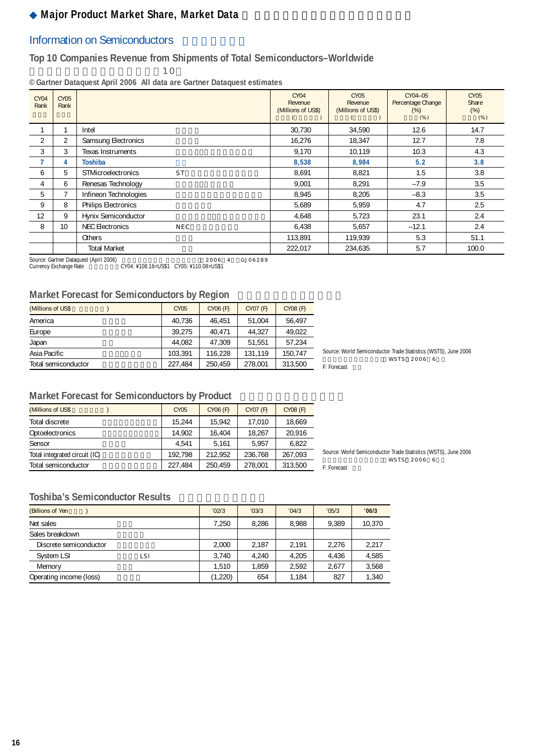## ◆ Major Product Market Share, Market Data

### Information on Semiconductors

#### Top 10 Companies Revenue from Shipments of Total Semiconductors–Worldwide

10

© Gartner Dataquest April 2006 All data are Gartner Dataquest estimates

| CY04 Rank | CY05 Rank | | CY04 Revenue (Millions of US$) | CY05 Revenue (Millions of US$) | CY04–05 Percentage Change (%) | CY05 Share (%) |
|---|---|---|---|---|---|---|
| 1 | 1 | Intel | 30,730 | 34,590 | 12.6 | 14.7 |
| 2 | 2 | Samsung Electronics | 16,276 | 18,347 | 12.7 | 7.8 |
| 3 | 3 | Texas Instruments | 9,170 | 10,119 | 10.3 | 4.3 |
| **7** | **4** | **Toshiba** | **8,538** | **8,984** | **5.2** | **3.8** |
| 6 | 5 | STMicroelectronics ST | 8,691 | 8,821 | 1.5 | 3.8 |
| 4 | 6 | Renesas Technology | 9,001 | 8,291 | –7.9 | 3.5 |
| 5 | 7 | Infineon Technologies | 8,945 | 8,205 | –8.3 | 3.5 |
| 9 | 8 | Philips Electronics | 5,689 | 5,959 | 4.7 | 2.5 |
| 12 | 9 | Hynix Semiconductor | 4,648 | 5,723 | 23.1 | 2.4 |
| 8 | 10 | NEC Electronics NEC | 6,438 | 5,657 | –12.1 | 2.4 |
| | | Others | 113,891 | 119,939 | 5.3 | 51.1 |
| | | Total Market | 222,017 | 234,635 | 5.7 | 100.0 |

Source: Gartner Dataquest (April 2006) 2006 4 GJ06289
Currency Exchange Rate CY04: ¥108.16=US$1 CY05: ¥110.08=US$1

#### Market Forecast for Semiconductors by Region

| (Millions of US$ ) | CY05 | CY06 (F) | CY07 (F) | CY08 (F) |
|---|---|---|---|---|
| America | 40,736 | 46,451 | 51,004 | 56,497 |
| Europe | 39,275 | 40,471 | 44,327 | 49,022 |
| Japan | 44,082 | 47,309 | 51,551 | 57,234 |
| Asia Pacific | 103,391 | 116,228 | 131,119 | 150,747 |
| Total semiconductor | 227,484 | 250,459 | 278,001 | 313,500 |

Source: World Semiconductor Trade Statistics (WSTS), June 2006
WSTS 2006 6
F: Forecast

#### Market Forecast for Semiconductors by Product

| (Millions of US$ ) | CY05 | CY06 (F) | CY07 (F) | CY08 (F) |
|---|---|---|---|---|
| Total discrete | 15,244 | 15,942 | 17,010 | 18,669 |
| Optoelectronics | 14,902 | 16,404 | 18,267 | 20,916 |
| Sensor | 4,541 | 5,161 | 5,957 | 6,822 |
| Total integrated circuit (IC) | 192,798 | 212,952 | 236,768 | 267,093 |
| Total semiconductor | 227,484 | 250,459 | 278,001 | 313,500 |

Source: World Semiconductor Trade Statistics (WSTS), June 2006
WSTS 2006 6
F: Forecast

#### Toshiba's Semiconductor Results

| (Billions of Yen ) | '02/3 | '03/3 | '04/3 | '05/3 | '06/3 |
|---|---|---|---|---|---|
| Net sales | 7,250 | 8,286 | 8,988 | 9,389 | 10,370 |
| Sales breakdown | | | | | |
| Discrete semiconductor | 2,000 | 2,187 | 2,191 | 2,276 | 2,217 |
| System LSI LSI | 3,740 | 4,240 | 4,205 | 4,436 | 4,585 |
| Memory | 1,510 | 1,859 | 2,592 | 2,677 | 3,568 |
| Operating income (loss) | (1,220) | 654 | 1,184 | 827 | 1,340 |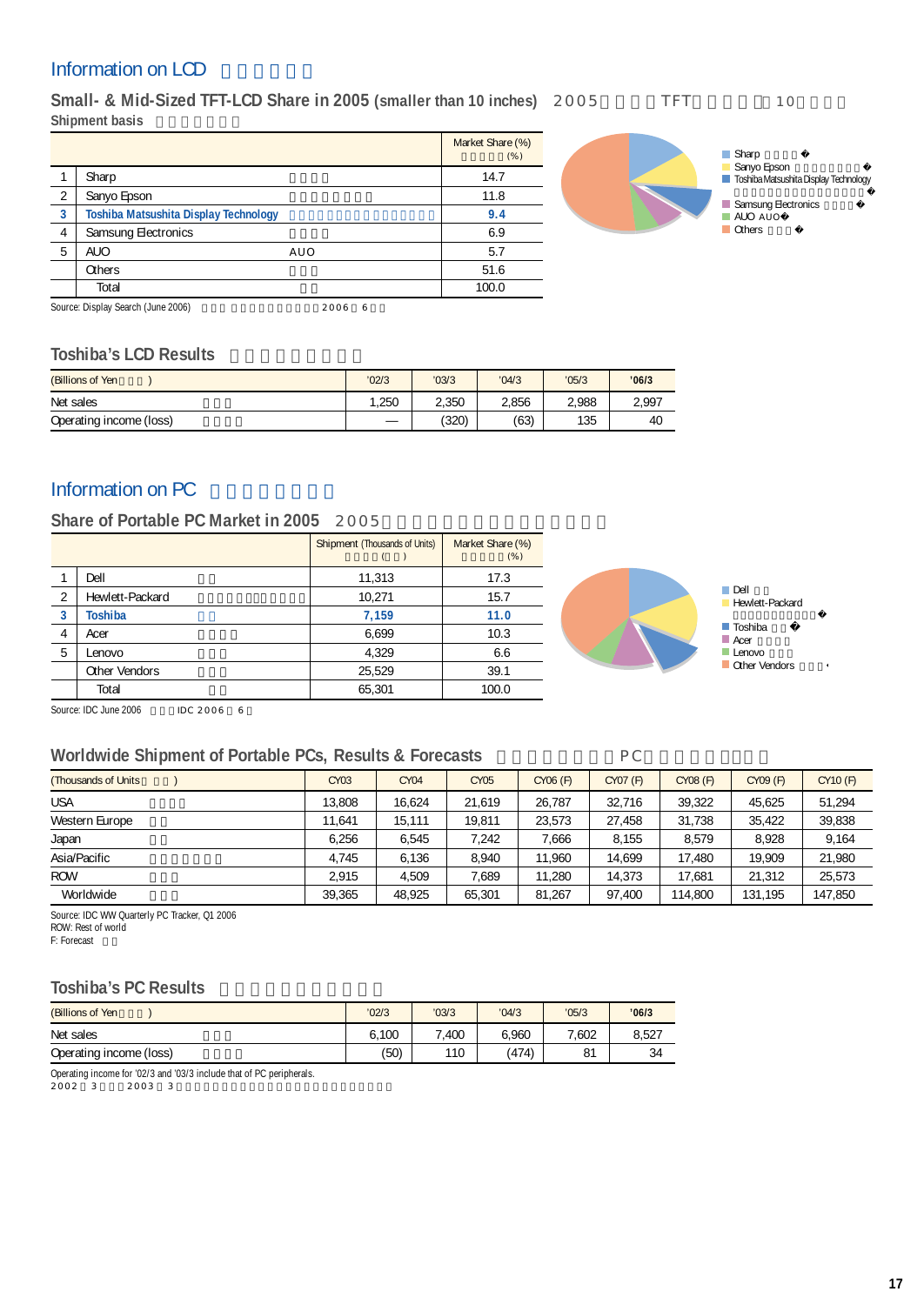## Information on LCD

### Small- & Mid-Sized TFT-LCD Share in 2005 (smaller than 10 inches)

Shipment basis

| | | Market Share (%) |
|---|---|---|
| 1 | Sharp | 14.7 |
| 2 | Sanyo Epson | 11.8 |
| **3** | **Toshiba Matsushita Display Technology** | **9.4** |
| 4 | Samsung Electronics | 6.9 |
| 5 | AUO | 5.7 |
| | Others | 51.6 |
| | Total | 100.0 |

Source: Display Search (June 2006)

- Sharp
- Sanyo Epson
- Toshiba Matsushita Display Technology
- Samsung Electronics
- AUO
- Others

### Toshiba's LCD Results

| (Billions of Yen) | '02/3 | '03/3 | '04/3 | '05/3 | **'06/3** |
|---|---|---|---|---|---|
| Net sales | 1,250 | 2,350 | 2,856 | 2,988 | 2,997 |
| Operating income (loss) | — | (320) | (63) | 135 | 40 |

## Information on PC

### Share of Portable PC Market in 2005

| | | Shipment (Thousands of Units) | Market Share (%) |
|---|---|---|---|
| 1 | Dell | 11,313 | 17.3 |
| 2 | Hewlett-Packard | 10,271 | 15.7 |
| **3** | **Toshiba** | **7,159** | **11.0** |
| 4 | Acer | 6,699 | 10.3 |
| 5 | Lenovo | 4,329 | 6.6 |
| | Other Vendors | 25,529 | 39.1 |
| | Total | 65,301 | 100.0 |

Source: IDC June 2006

- Dell
- Hewlett-Packard
- Toshiba
- Acer
- Lenovo
- Other Vendors

### Worldwide Shipment of Portable PCs, Results & Forecasts

| (Thousands of Units) | CY03 | CY04 | CY05 | CY06 (F) | CY07 (F) | CY08 (F) | CY09 (F) | CY10 (F) |
|---|---|---|---|---|---|---|---|---|
| USA | 13,808 | 16,624 | 21,619 | 26,787 | 32,716 | 39,322 | 45,625 | 51,294 |
| Western Europe | 11,641 | 15,111 | 19,811 | 23,573 | 27,458 | 31,738 | 35,422 | 39,838 |
| Japan | 6,256 | 6,545 | 7,242 | 7,666 | 8,155 | 8,579 | 8,928 | 9,164 |
| Asia/Pacific | 4,745 | 6,136 | 8,940 | 11,960 | 14,699 | 17,480 | 19,909 | 21,980 |
| ROW | 2,915 | 4,509 | 7,689 | 11,280 | 14,373 | 17,681 | 21,312 | 25,573 |
| Worldwide | 39,365 | 48,925 | 65,301 | 81,267 | 97,400 | 114,800 | 131,195 | 147,850 |

Source: IDC WW Quarterly PC Tracker, Q1 2006
ROW: Rest of world
F: Forecast

### Toshiba's PC Results

| (Billions of Yen) | '02/3 | '03/3 | '04/3 | '05/3 | **'06/3** |
|---|---|---|---|---|---|
| Net sales | 6,100 | 7,400 | 6,960 | 7,602 | 8,527 |
| Operating income (loss) | (50) | 110 | (474) | 81 | 34 |

Operating income for '02/3 and '03/3 include that of PC peripherals.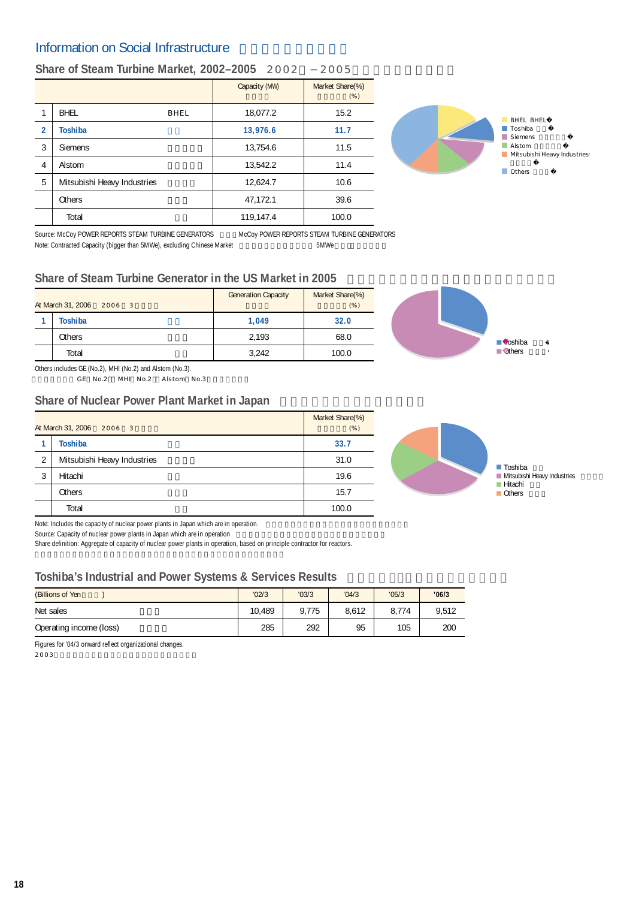## Information on Social Infrastructure

### Share of Steam Turbine Market, 2002–2005 2002 –2005

| | | | Capacity (MW) | Market Share(%) (%) |
|---|---|---|---|---|
| 1 | BHEL | BHEL | 18,077.2 | 15.2 |
| **2** | **Toshiba** | | **13,976.6** | **11.7** |
| 3 | Siemens | | 13,754.6 | 11.5 |
| 4 | Alstom | | 13,542.2 | 11.4 |
| 5 | Mitsubishi Heavy Industries | | 12,624.7 | 10.6 |
| | Others | | 47,172.1 | 39.6 |
| | Total | | 119,147.4 | 100.0 |

- BHEL BHEL
- Toshiba
- Siemens
- Alstom
- Mitsubishi Heavy Industries
- Others

Source: McCoy POWER REPORTS STEAM TURBINE GENERATORS McCoy POWER REPORTS STEAM TURBINE GENERATORS
Note: Contracted Capacity (bigger than 5MWe), excluding Chinese Market 5MWe

### Share of Steam Turbine Generator in the US Market in 2005

| At March 31, 2006 2006 3 | | Generation Capacity | Market Share(%) (%) |
|---|---|---|---|
| **1** | **Toshiba** | **1,049** | **32.0** |
| | Others | 2,193 | 68.0 |
| | Total | 3,242 | 100.0 |

- Toshiba
- Others

Others includes GE (No.2), MHI (No.2) and Alstom (No.3).
GE No.2 MHI No.2 Alstom No.3

### Share of Nuclear Power Plant Market in Japan

| At March 31, 2006 2006 3 | | Market Share(%) (%) |
|---|---|---|
| **1** | **Toshiba** | **33.7** |
| 2 | Mitsubishi Heavy Industries | 31.0 |
| 3 | Hitachi | 19.6 |
| | Others | 15.7 |
| | Total | 100.0 |

- Toshiba
- Mitsubishi Heavy Industries
- Hitachi
- Others

Note: Includes the capacity of nuclear power plants in Japan which are in operation.
Source: Capacity of nuclear power plants in Japan which are in operation
Share definition: Aggregate of capacity of nuclear power plants in operation, based on principle contractor for reactors.

### Toshiba's Industrial and Power Systems & Services Results

| (Billions of Yen ) | '02/3 | '03/3 | '04/3 | '05/3 | **'06/3** |
|---|---|---|---|---|---|
| Net sales | 10,489 | 9,775 | 8,612 | 8,774 | 9,512 |
| Operating income (loss) | 285 | 292 | 95 | 105 | 200 |

Figures for '04/3 onward reflect organizational changes.
2003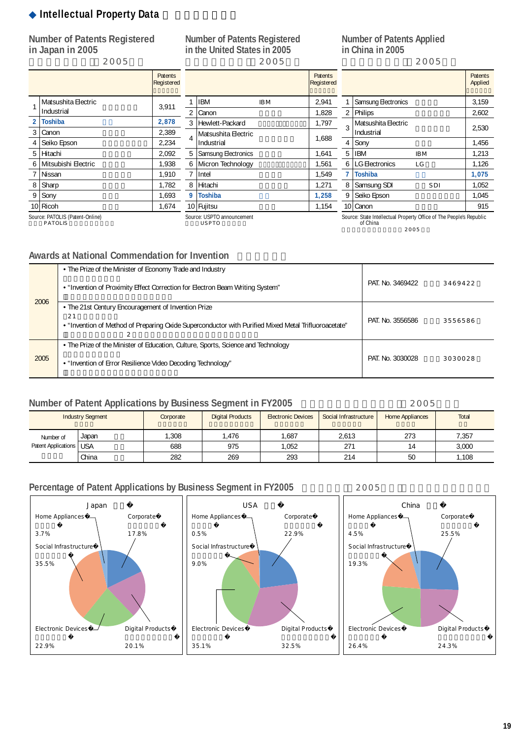## ◆ Intellectual Property Data

### Number of Patents Registered in Japan in 2005

|  |  | Patents Registered |
|---|---|---|
| 1 | Matsushita Electric Industrial | 3,911 |
| 2 | **Toshiba** | **2,878** |
| 3 | Canon | 2,389 |
| 4 | Seiko Epson | 2,234 |
| 5 | Hitachi | 2,092 |
| 6 | Mitsubishi Electric | 1,938 |
| 7 | Nissan | 1,910 |
| 8 | Sharp | 1,782 |
| 9 | Sony | 1,693 |
| 10 | Ricoh | 1,674 |

Source: PATOLIS (Patent-Online)

### Number of Patents Registered in the United States in 2005

|  |  | Patents Registered |
|---|---|---|
| 1 | IBM | 2,941 |
| 2 | Canon | 1,828 |
| 3 | Hewlett-Packard | 1,797 |
| 4 | Matsushita Electric Industrial | 1,688 |
| 5 | Samsung Electronics | 1,641 |
| 6 | Micron Technology | 1,561 |
| 7 | Intel | 1,549 |
| 8 | Hitachi | 1,271 |
| 9 | **Toshiba** | **1,258** |
| 10 | Fujitsu | 1,154 |

Source: USPTO announcement

### Number of Patents Applied in China in 2005

|  |  | Patents Applied |
|---|---|---|
| 1 | Samsung Electronics | 3,159 |
| 2 | Philips | 2,602 |
| 3 | Matsushita Electric Industrial | 2,530 |
| 4 | Sony | 1,456 |
| 5 | IBM | 1,213 |
| 6 | LG Electronics | 1,126 |
| 7 | **Toshiba** | **1,075** |
| 8 | Samsung SDI | 1,052 |
| 9 | Seiko Epson | 1,045 |
| 10 | Canon | 915 |

Source: State Intellectual Property Office of The People's Republic of China

### Awards at National Commendation for Invention

| Year | Award | Patent |
|---|---|---|
| 2006 | • The Prize of the Minister of Economy Trade and Industry<br>• "Invention of Proximity Effect Correction for Electron Beam Writing System" | PAT. No. 3469422 |
| | • The 21st Century Encouragement of Invention Prize<br>• "Invention of Method of Preparing Oxide Superconductor with Purified Mixed Metal Trifluoroacetate" | PAT. No. 3556586 |
| 2005 | • The Prize of the Minister of Education, Culture, Sports, Science and Technology<br>• "Invention of Error Resilience Video Decoding Technology" | PAT. No. 3030028 |

### Number of Patent Applications by Business Segment in FY2005

| Industry Segment | | Corporate | Digital Products | Electronic Devices | Social Infrastructure | Home Appliances | Total |
|---|---|---|---|---|---|---|---|
| Number of Patent Applications | Japan | 1,308 | 1,476 | 1,687 | 2,613 | 273 | 7,357 |
| | USA | 688 | 975 | 1,052 | 271 | 14 | 3,000 |
| | China | 282 | 269 | 293 | 214 | 50 | 1,108 |

### Percentage of Patent Applications by Business Segment in FY2005

| Segment | Japan | USA | China |
|---|---|---|---|
| Corporate | 17.8% | 22.9% | 25.5% |
| Digital Products | 20.1% | 32.5% | 24.3% |
| Electronic Devices | 22.9% | 35.1% | 26.4% |
| Social Infrastructure | 35.5% | 9.0% | 19.3% |
| Home Appliances | 3.7% | 0.5% | 4.5% |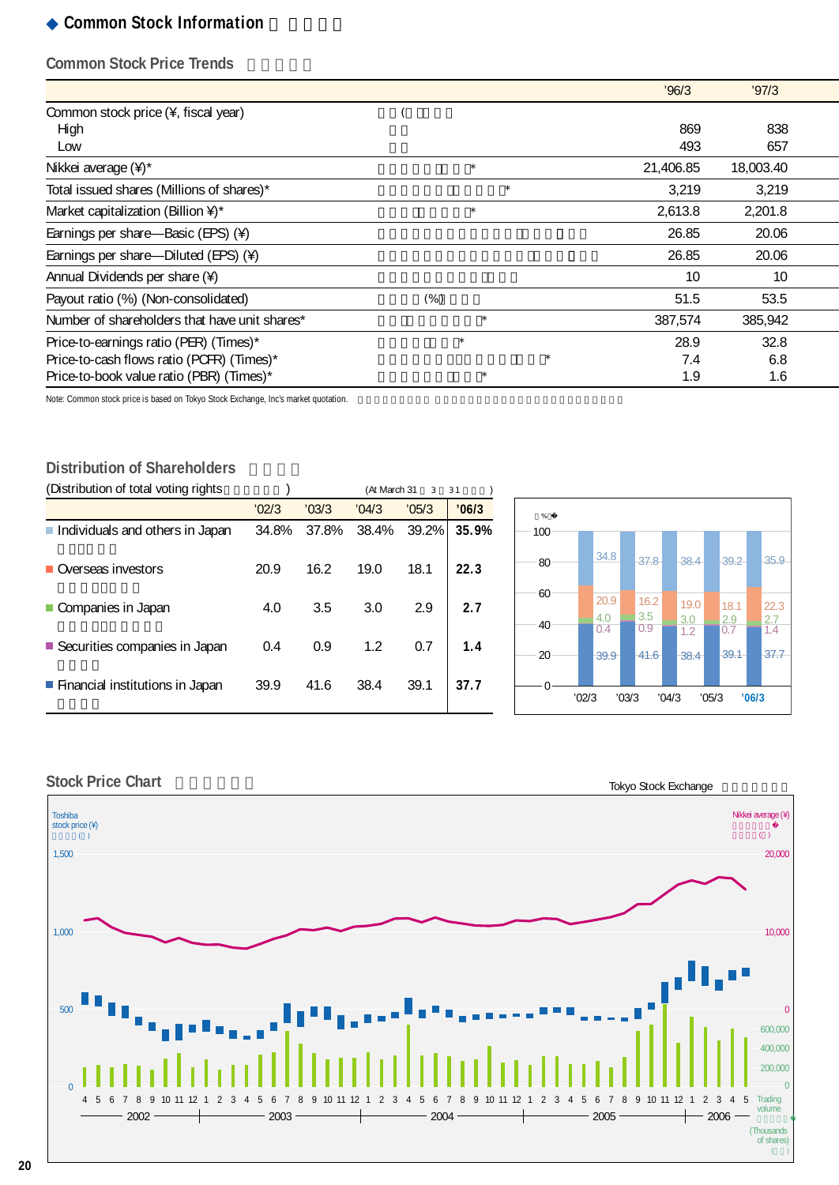## ◆ Common Stock Information

### Common Stock Price Trends

| | | '96/3 | '97/3 |
|---|---|---|---|
| Common stock price (¥, fiscal year) | | | |
| High | | 869 | 838 |
| Low | | 493 | 657 |
| Nikkei average (¥)* | | 21,406.85 | 18,003.40 |
| Total issued shares (Millions of shares)* | | 3,219 | 3,219 |
| Market capitalization (Billion ¥)* | | 2,613.8 | 2,201.8 |
| Earnings per share—Basic (EPS) (¥) | | 26.85 | 20.06 |
| Earnings per share—Diluted (EPS) (¥) | | 26.85 | 20.06 |
| Annual Dividends per share (¥) | | 10 | 10 |
| Payout ratio (%) (Non-consolidated) | | 51.5 | 53.5 |
| Number of shareholders that have unit shares* | | 387,574 | 385,942 |
| Price-to-earnings ratio (PER) (Times)* | | 28.9 | 32.8 |
| Price-to-cash flows ratio (PCFR) (Times)* | | 7.4 | 6.8 |
| Price-to-book value ratio (PBR) (Times)* | | 1.9 | 1.6 |

Note: Common stock price is based on Tokyo Stock Exchange, Inc's market quotation.

### Distribution of Shareholders

(Distribution of total voting rights) (At March 31)

| | '02/3 | '03/3 | '04/3 | '05/3 | **'06/3** |
|---|---|---|---|---|---|
| Individuals and others in Japan | 34.8% | 37.8% | 38.4% | 39.2% | **35.9%** |
| Overseas investors | 20.9 | 16.2 | 19.0 | 18.1 | **22.3** |
| Companies in Japan | 4.0 | 3.5 | 3.0 | 2.9 | **2.7** |
| Securities companies in Japan | 0.4 | 0.9 | 1.2 | 0.7 | **1.4** |
| Financial institutions in Japan | 39.9 | 41.6 | 38.4 | 39.1 | **37.7** |

### Stock Price Chart

Tokyo Stock Exchange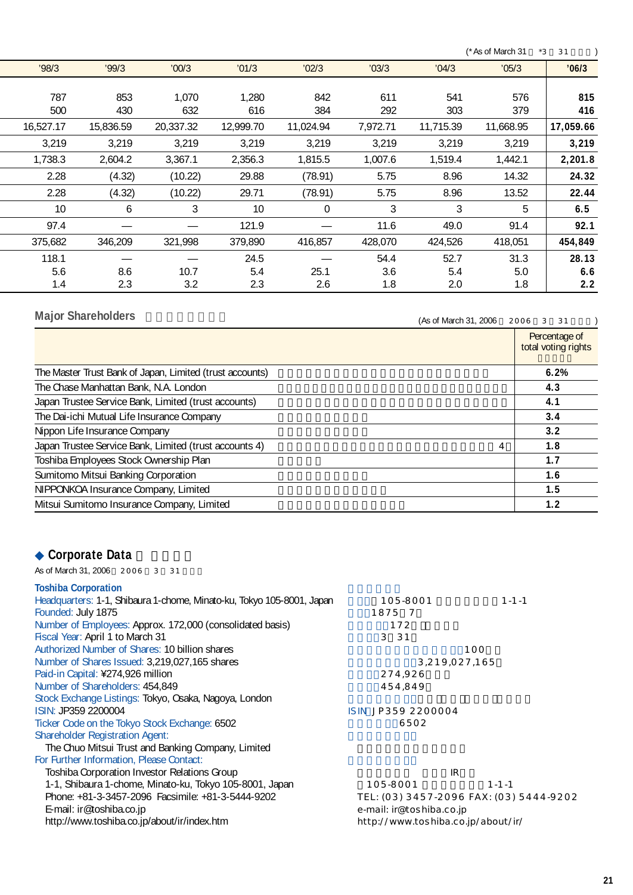(* As of March 31 \*3 31 )

| '98/3 | '99/3 | '00/3 | '01/3 | '02/3 | '03/3 | '04/3 | '05/3 | '06/3 |
|---|---|---|---|---|---|---|---|---|
| 787 | 853 | 1,070 | 1,280 | 842 | 611 | 541 | 576 | **815** |
| 500 | 430 | 632 | 616 | 384 | 292 | 303 | 379 | **416** |
| 16,527.17 | 15,836.59 | 20,337.32 | 12,999.70 | 11,024.94 | 7,972.71 | 11,715.39 | 11,668.95 | **17,059.66** |
| 3,219 | 3,219 | 3,219 | 3,219 | 3,219 | 3,219 | 3,219 | 3,219 | **3,219** |
| 1,738.3 | 2,604.2 | 3,367.1 | 2,356.3 | 1,815.5 | 1,007.6 | 1,519.4 | 1,442.1 | **2,201.8** |
| 2.28 | (4.32) | (10.22) | 29.88 | (78.91) | 5.75 | 8.96 | 14.32 | **24.32** |
| 2.28 | (4.32) | (10.22) | 29.71 | (78.91) | 5.75 | 8.96 | 13.52 | **22.44** |
| 10 | 6 | 3 | 10 | 0 | 3 | 3 | 5 | **6.5** |
| 97.4 | — | — | 121.9 | — | 11.6 | 49.0 | 91.4 | **92.1** |
| 375,682 | 346,209 | 321,998 | 379,890 | 416,857 | 428,070 | 424,526 | 418,051 | **454,849** |
| 118.1 | — | — | 24.5 | — | 54.4 | 52.7 | 31.3 | **28.13** |
| 5.6 | 8.6 | 10.7 | 5.4 | 25.1 | 3.6 | 5.4 | 5.0 | **6.6** |
| 1.4 | 2.3 | 3.2 | 2.3 | 2.6 | 1.8 | 2.0 | 1.8 | **2.2** |

## Major Shareholders

(As of March 31, 2006 2006 3 31 )

| | Percentage of total voting rights |
|---|---|
| The Master Trust Bank of Japan, Limited (trust accounts) | **6.2%** |
| The Chase Manhattan Bank, N.A. London | **4.3** |
| Japan Trustee Service Bank, Limited (trust accounts) | **4.1** |
| The Dai-ichi Mutual Life Insurance Company | **3.4** |
| Nippon Life Insurance Company | **3.2** |
| Japan Trustee Service Bank, Limited (trust accounts 4) 4 | **1.8** |
| Toshiba Employees Stock Ownership Plan | **1.7** |
| Sumitomo Mitsui Banking Corporation | **1.6** |
| NIPPONKOA Insurance Company, Limited | **1.5** |
| Mitsui Sumitomo Insurance Company, Limited | **1.2** |

## ◆ Corporate Data

As of March 31, 2006 2006 3 31

**Toshiba Corporation**

Headquarters: 1-1, Shibaura 1-chome, Minato-ku, Tokyo 105-8001, Japan
Founded: July 1875
Number of Employees: Approx. 172,000 (consolidated basis)
Fiscal Year: April 1 to March 31
Authorized Number of Shares: 10 billion shares
Number of Shares Issued: 3,219,027,165 shares
Paid-in Capital: ¥274,926 million
Number of Shareholders: 454,849
Stock Exchange Listings: Tokyo, Osaka, Nagoya, London
ISIN: JP359 2200004
Ticker Code on the Tokyo Stock Exchange: 6502
Shareholder Registration Agent:
The Chuo Mitsui Trust and Banking Company, Limited
For Further Information, Please Contact:
Toshiba Corporation Investor Relations Group
1-1, Shibaura 1-chome, Minato-ku, Tokyo 105-8001, Japan
Phone: +81-3-3457-2096 Facsimile: +81-3-5444-9202
E-mail: ir@toshiba.co.jp
http://www.toshiba.co.jp/about/ir/index.htm

105-8001 1-1-1
1875 7
172
3 31
100
3,219,027,165
274,926
454,849
ISIN JP359 2200004
6502
IR
105-8001 1-1-1
TEL: (03) 3457-2096 FAX: (03) 5444-9202
e-mail: ir@toshiba.co.jp
http://www.toshiba.co.jp/about/ir/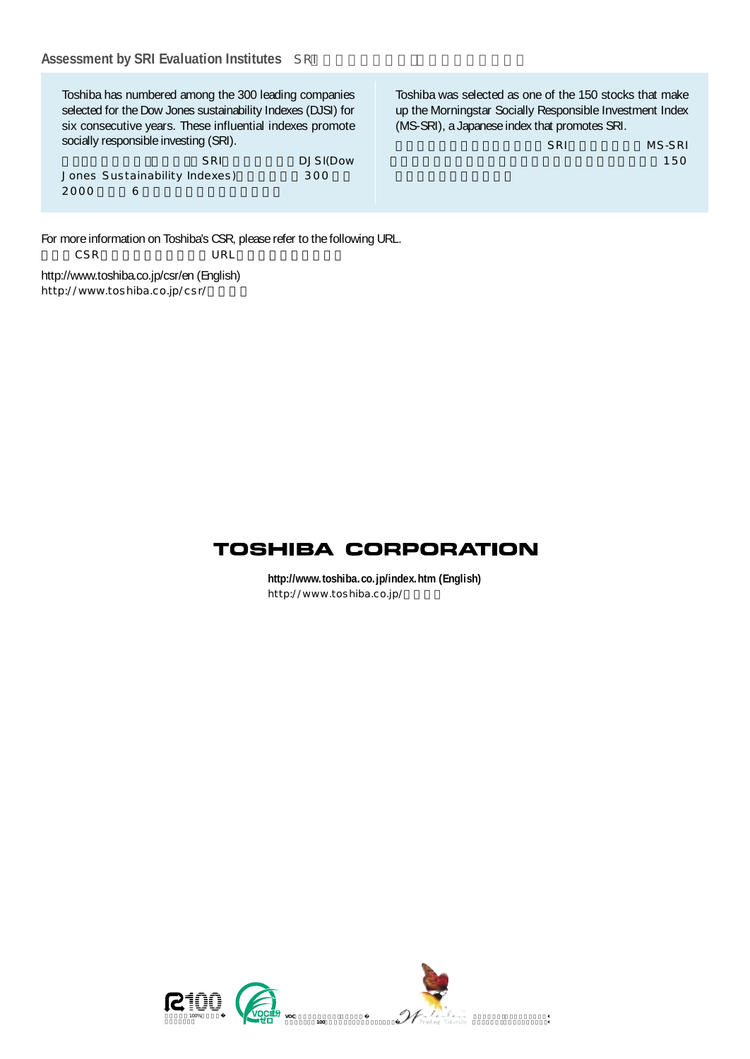## Assessment by SRI Evaluation Institutes SRI

Toshiba has numbered among the 300 leading companies selected for the Dow Jones sustainability Indexes (DJSI) for six consecutive years. These influential indexes promote socially responsible investing (SRI).

SRI DJSI(Dow Jones Sustainability Indexes) 300 2000 6

Toshiba was selected as one of the 150 stocks that make up the Morningstar Socially Responsible Investment Index (MS-SRI), a Japanese index that promotes SRI.

SRI MS-SRI 150

For more information on Toshiba's CSR, please refer to the following URL.

CSR URL

http://www.toshiba.co.jp/csr/en (English)

http://www.toshiba.co.jp/csr/

# TOSHIBA CORPORATION

**http://www.toshiba.co.jp/index.htm (English)**

http://www.toshiba.co.jp/